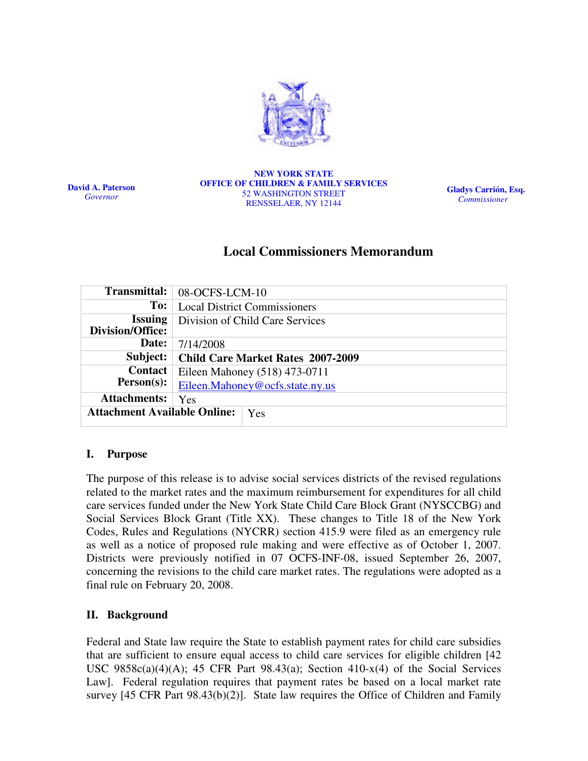David A. Paterson
*Governor*

**NEW YORK STATE**
**OFFICE OF CHILDREN & FAMILY SERVICES**
52 WASHINGTON STREET
RENSSELAER, NY 12144

**Gladys Carrión, Esq.**
*Commissioner*

# Local Commissioners Memorandum

| | |
|---|---|
| **Transmittal:** | 08-OCFS-LCM-10 |
| **To:** | Local District Commissioners |
| **Issuing Division/Office:** | Division of Child Care Services |
| **Date:** | 7/14/2008 |
| **Subject:** | **Child Care Market Rates 2007-2009** |
| **Contact Person(s):** | Eileen Mahoney (518) 473-0711 Eileen.Mahoney@ocfs.state.ny.us |
| **Attachments:** | Yes |
| **Attachment Available Online:** | Yes |

## I. Purpose

The purpose of this release is to advise social services districts of the revised regulations related to the market rates and the maximum reimbursement for expenditures for all child care services funded under the New York State Child Care Block Grant (NYSCCBG) and Social Services Block Grant (Title XX). These changes to Title 18 of the New York Codes, Rules and Regulations (NYCRR) section 415.9 were filed as an emergency rule as well as a notice of proposed rule making and were effective as of October 1, 2007. Districts were previously notified in 07 OCFS-INF-08, issued September 26, 2007, concerning the revisions to the child care market rates. The regulations were adopted as a final rule on February 20, 2008.

## II. Background

Federal and State law require the State to establish payment rates for child care subsidies that are sufficient to ensure equal access to child care services for eligible children [42 USC 9858c(a)(4)(A); 45 CFR Part 98.43(a); Section 410-x(4) of the Social Services Law]. Federal regulation requires that payment rates be based on a local market rate survey [45 CFR Part 98.43(b)(2)]. State law requires the Office of Children and Family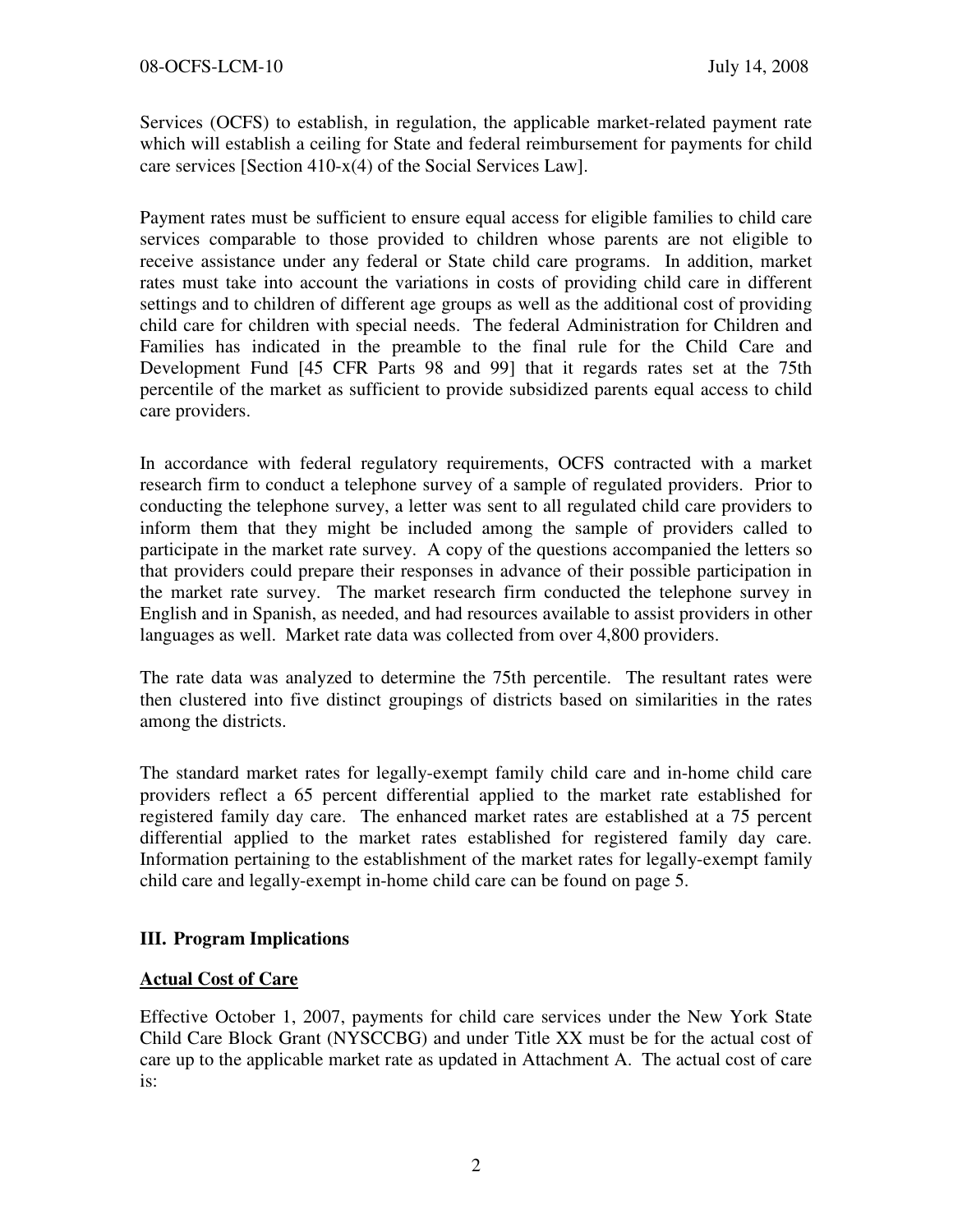Services (OCFS) to establish, in regulation, the applicable market-related payment rate which will establish a ceiling for State and federal reimbursement for payments for child care services [Section 410-x(4) of the Social Services Law].

Payment rates must be sufficient to ensure equal access for eligible families to child care services comparable to those provided to children whose parents are not eligible to receive assistance under any federal or State child care programs. In addition, market rates must take into account the variations in costs of providing child care in different settings and to children of different age groups as well as the additional cost of providing child care for children with special needs. The federal Administration for Children and Families has indicated in the preamble to the final rule for the Child Care and Development Fund [45 CFR Parts 98 and 99] that it regards rates set at the 75th percentile of the market as sufficient to provide subsidized parents equal access to child care providers.

In accordance with federal regulatory requirements, OCFS contracted with a market research firm to conduct a telephone survey of a sample of regulated providers. Prior to conducting the telephone survey, a letter was sent to all regulated child care providers to inform them that they might be included among the sample of providers called to participate in the market rate survey. A copy of the questions accompanied the letters so that providers could prepare their responses in advance of their possible participation in the market rate survey. The market research firm conducted the telephone survey in English and in Spanish, as needed, and had resources available to assist providers in other languages as well. Market rate data was collected from over 4,800 providers.

The rate data was analyzed to determine the 75th percentile. The resultant rates were then clustered into five distinct groupings of districts based on similarities in the rates among the districts.

The standard market rates for legally-exempt family child care and in-home child care providers reflect a 65 percent differential applied to the market rate established for registered family day care. The enhanced market rates are established at a 75 percent differential applied to the market rates established for registered family day care. Information pertaining to the establishment of the market rates for legally-exempt family child care and legally-exempt in-home child care can be found on page 5.

## III. Program Implications

### Actual Cost of Care

Effective October 1, 2007, payments for child care services under the New York State Child Care Block Grant (NYSCCBG) and under Title XX must be for the actual cost of care up to the applicable market rate as updated in Attachment A. The actual cost of care is: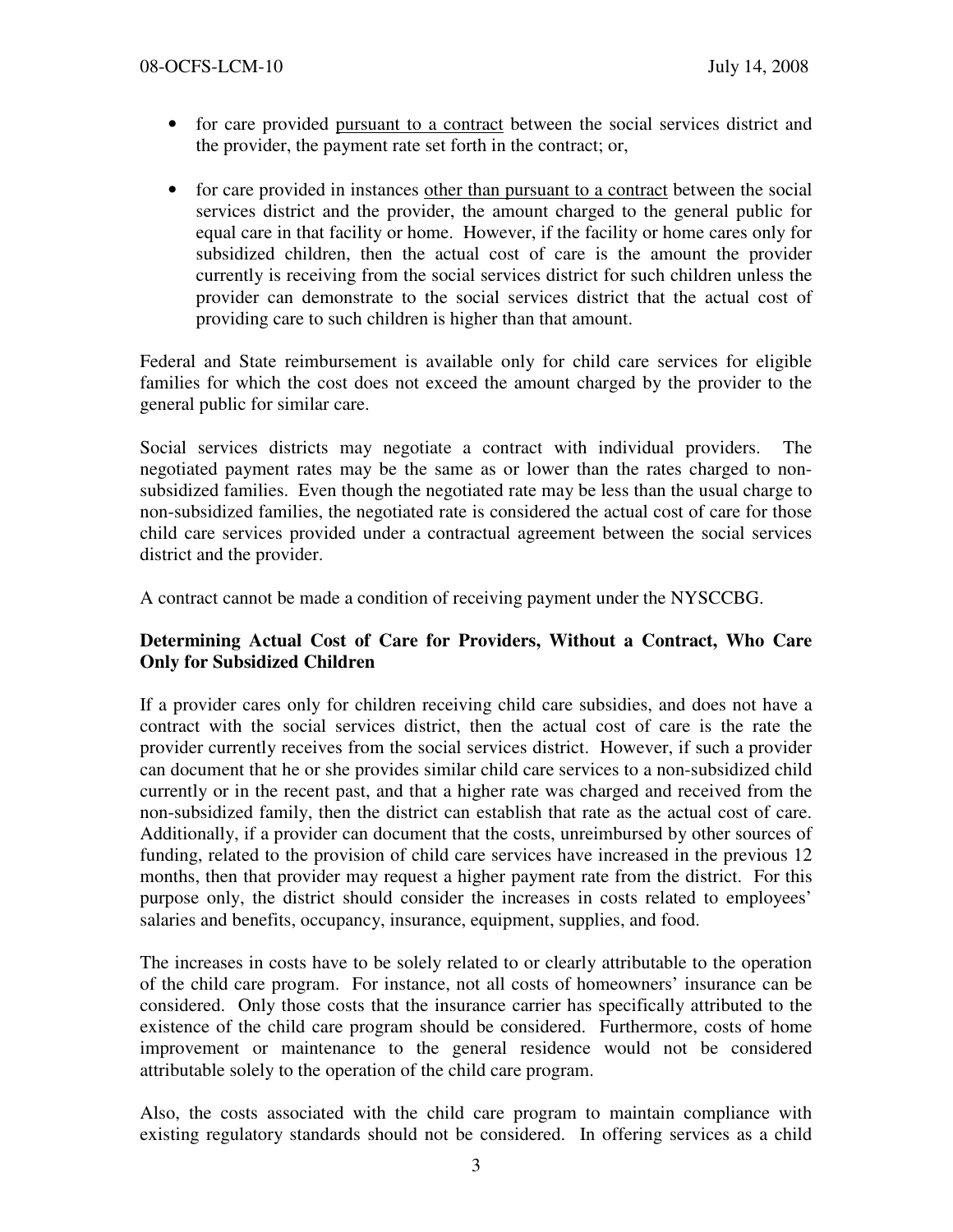- for care provided <u>pursuant to a contract</u> between the social services district and the provider, the payment rate set forth in the contract; or,

- for care provided in instances <u>other than pursuant to a contract</u> between the social services district and the provider, the amount charged to the general public for equal care in that facility or home. However, if the facility or home cares only for subsidized children, then the actual cost of care is the amount the provider currently is receiving from the social services district for such children unless the provider can demonstrate to the social services district that the actual cost of providing care to such children is higher than that amount.

Federal and State reimbursement is available only for child care services for eligible families for which the cost does not exceed the amount charged by the provider to the general public for similar care.

Social services districts may negotiate a contract with individual providers. The negotiated payment rates may be the same as or lower than the rates charged to non-subsidized families. Even though the negotiated rate may be less than the usual charge to non-subsidized families, the negotiated rate is considered the actual cost of care for those child care services provided under a contractual agreement between the social services district and the provider.

A contract cannot be made a condition of receiving payment under the NYSCCBG.

**Determining Actual Cost of Care for Providers, Without a Contract, Who Care Only for Subsidized Children**

If a provider cares only for children receiving child care subsidies, and does not have a contract with the social services district, then the actual cost of care is the rate the provider currently receives from the social services district. However, if such a provider can document that he or she provides similar child care services to a non-subsidized child currently or in the recent past, and that a higher rate was charged and received from the non-subsidized family, then the district can establish that rate as the actual cost of care. Additionally, if a provider can document that the costs, unreimbursed by other sources of funding, related to the provision of child care services have increased in the previous 12 months, then that provider may request a higher payment rate from the district. For this purpose only, the district should consider the increases in costs related to employees' salaries and benefits, occupancy, insurance, equipment, supplies, and food.

The increases in costs have to be solely related to or clearly attributable to the operation of the child care program. For instance, not all costs of homeowners' insurance can be considered. Only those costs that the insurance carrier has specifically attributed to the existence of the child care program should be considered. Furthermore, costs of home improvement or maintenance to the general residence would not be considered attributable solely to the operation of the child care program.

Also, the costs associated with the child care program to maintain compliance with existing regulatory standards should not be considered. In offering services as a child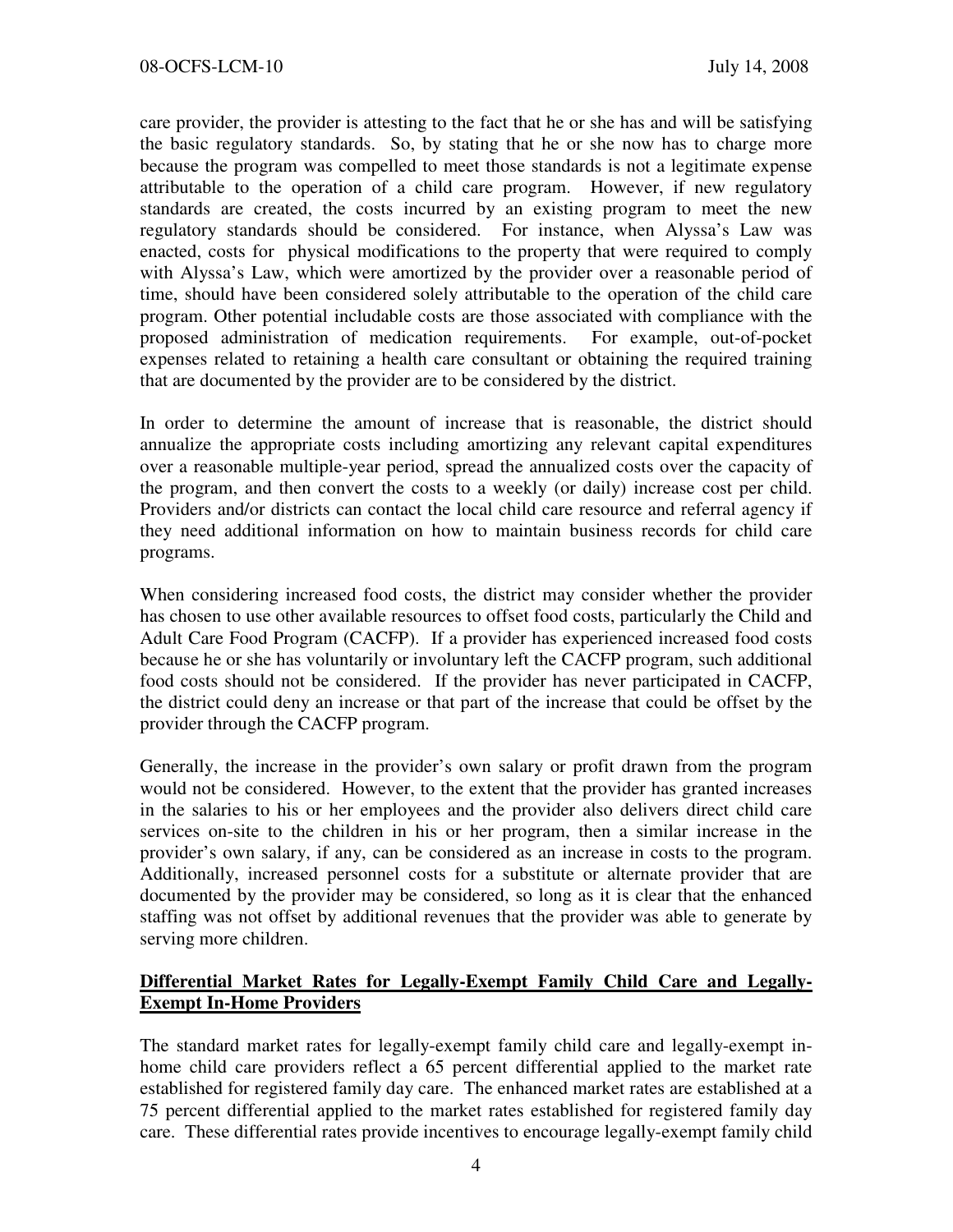care provider, the provider is attesting to the fact that he or she has and will be satisfying the basic regulatory standards. So, by stating that he or she now has to charge more because the program was compelled to meet those standards is not a legitimate expense attributable to the operation of a child care program. However, if new regulatory standards are created, the costs incurred by an existing program to meet the new regulatory standards should be considered. For instance, when Alyssa's Law was enacted, costs for physical modifications to the property that were required to comply with Alyssa's Law, which were amortized by the provider over a reasonable period of time, should have been considered solely attributable to the operation of the child care program. Other potential includable costs are those associated with compliance with the proposed administration of medication requirements. For example, out-of-pocket expenses related to retaining a health care consultant or obtaining the required training that are documented by the provider are to be considered by the district.

In order to determine the amount of increase that is reasonable, the district should annualize the appropriate costs including amortizing any relevant capital expenditures over a reasonable multiple-year period, spread the annualized costs over the capacity of the program, and then convert the costs to a weekly (or daily) increase cost per child. Providers and/or districts can contact the local child care resource and referral agency if they need additional information on how to maintain business records for child care programs.

When considering increased food costs, the district may consider whether the provider has chosen to use other available resources to offset food costs, particularly the Child and Adult Care Food Program (CACFP). If a provider has experienced increased food costs because he or she has voluntarily or involuntary left the CACFP program, such additional food costs should not be considered. If the provider has never participated in CACFP, the district could deny an increase or that part of the increase that could be offset by the provider through the CACFP program.

Generally, the increase in the provider's own salary or profit drawn from the program would not be considered. However, to the extent that the provider has granted increases in the salaries to his or her employees and the provider also delivers direct child care services on-site to the children in his or her program, then a similar increase in the provider's own salary, if any, can be considered as an increase in costs to the program. Additionally, increased personnel costs for a substitute or alternate provider that are documented by the provider may be considered, so long as it is clear that the enhanced staffing was not offset by additional revenues that the provider was able to generate by serving more children.

**Differential Market Rates for Legally-Exempt Family Child Care and Legally-Exempt In-Home Providers**

The standard market rates for legally-exempt family child care and legally-exempt in-home child care providers reflect a 65 percent differential applied to the market rate established for registered family day care. The enhanced market rates are established at a 75 percent differential applied to the market rates established for registered family day care. These differential rates provide incentives to encourage legally-exempt family child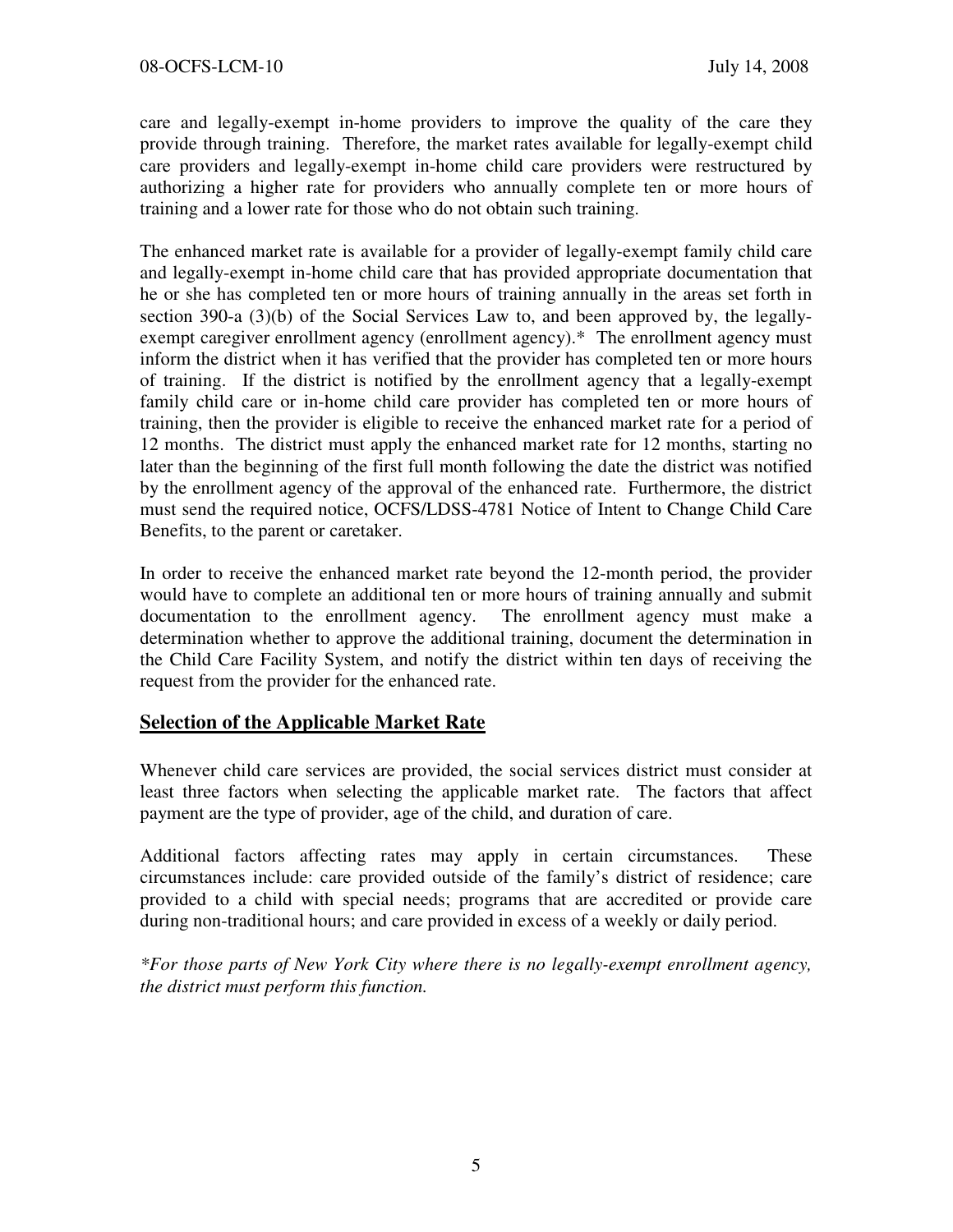care and legally-exempt in-home providers to improve the quality of the care they provide through training. Therefore, the market rates available for legally-exempt child care providers and legally-exempt in-home child care providers were restructured by authorizing a higher rate for providers who annually complete ten or more hours of training and a lower rate for those who do not obtain such training.

The enhanced market rate is available for a provider of legally-exempt family child care and legally-exempt in-home child care that has provided appropriate documentation that he or she has completed ten or more hours of training annually in the areas set forth in section 390-a (3)(b) of the Social Services Law to, and been approved by, the legally-exempt caregiver enrollment agency (enrollment agency).* The enrollment agency must inform the district when it has verified that the provider has completed ten or more hours of training. If the district is notified by the enrollment agency that a legally-exempt family child care or in-home child care provider has completed ten or more hours of training, then the provider is eligible to receive the enhanced market rate for a period of 12 months. The district must apply the enhanced market rate for 12 months, starting no later than the beginning of the first full month following the date the district was notified by the enrollment agency of the approval of the enhanced rate. Furthermore, the district must send the required notice, OCFS/LDSS-4781 Notice of Intent to Change Child Care Benefits, to the parent or caretaker.

In order to receive the enhanced market rate beyond the 12-month period, the provider would have to complete an additional ten or more hours of training annually and submit documentation to the enrollment agency. The enrollment agency must make a determination whether to approve the additional training, document the determination in the Child Care Facility System, and notify the district within ten days of receiving the request from the provider for the enhanced rate.

## Selection of the Applicable Market Rate

Whenever child care services are provided, the social services district must consider at least three factors when selecting the applicable market rate. The factors that affect payment are the type of provider, age of the child, and duration of care.

Additional factors affecting rates may apply in certain circumstances. These circumstances include: care provided outside of the family's district of residence; care provided to a child with special needs; programs that are accredited or provide care during non-traditional hours; and care provided in excess of a weekly or daily period.

*\*For those parts of New York City where there is no legally-exempt enrollment agency, the district must perform this function.*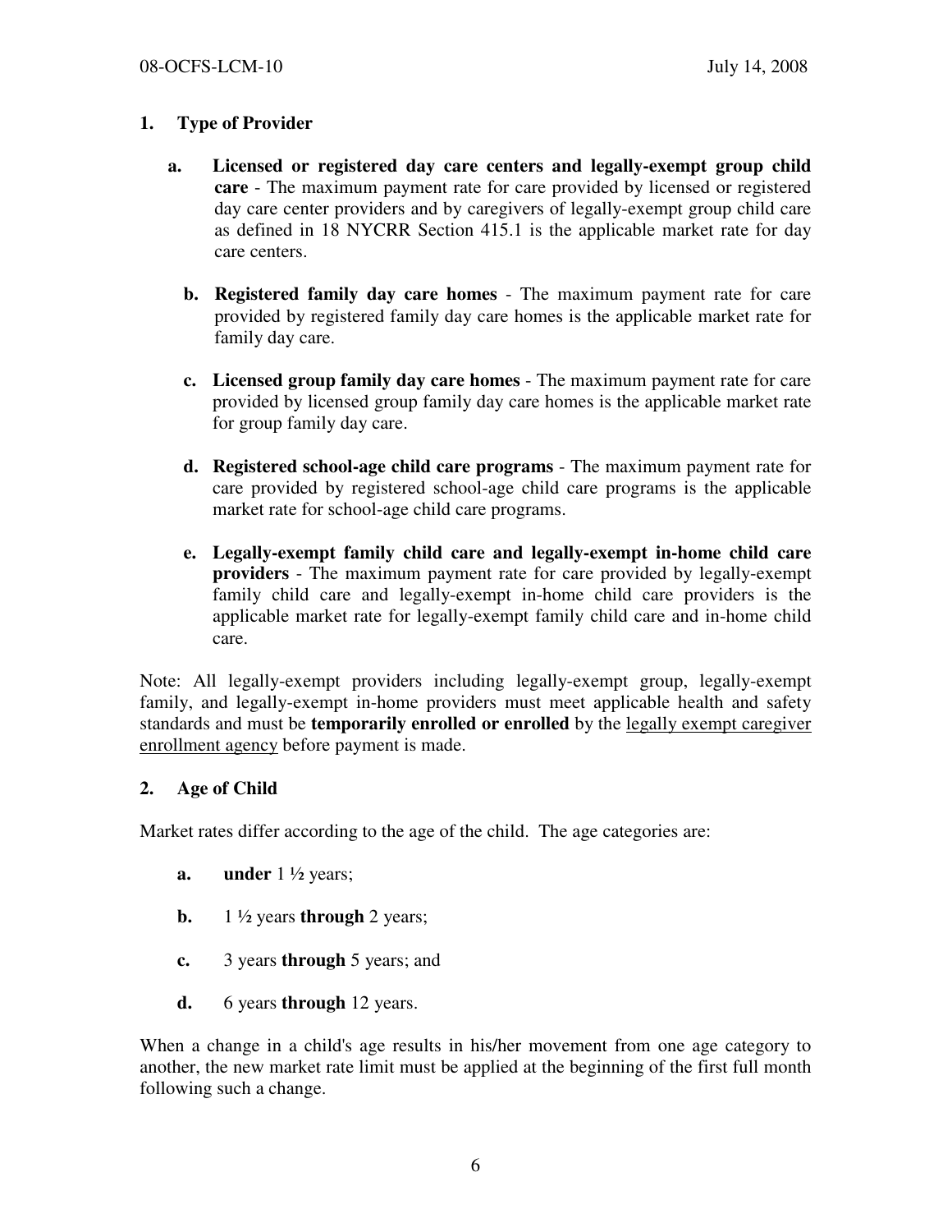## 1. Type of Provider

a. **Licensed or registered day care centers and legally-exempt group child care** - The maximum payment rate for care provided by licensed or registered day care center providers and by caregivers of legally-exempt group child care as defined in 18 NYCRR Section 415.1 is the applicable market rate for day care centers.

b. **Registered family day care homes** - The maximum payment rate for care provided by registered family day care homes is the applicable market rate for family day care.

c. **Licensed group family day care homes** - The maximum payment rate for care provided by licensed group family day care homes is the applicable market rate for group family day care.

d. **Registered school-age child care programs** - The maximum payment rate for care provided by registered school-age child care programs is the applicable market rate for school-age child care programs.

e. **Legally-exempt family child care and legally-exempt in-home child care providers** - The maximum payment rate for care provided by legally-exempt family child care and legally-exempt in-home child care providers is the applicable market rate for legally-exempt family child care and in-home child care.

Note: All legally-exempt providers including legally-exempt group, legally-exempt family, and legally-exempt in-home providers must meet applicable health and safety standards and must be **temporarily enrolled or enrolled** by the legally exempt caregiver enrollment agency before payment is made.

## 2. Age of Child

Market rates differ according to the age of the child. The age categories are:

a. **under** 1 ½ years;

b. 1 ½ years **through** 2 years;

c. 3 years **through** 5 years; and

d. 6 years **through** 12 years.

When a change in a child's age results in his/her movement from one age category to another, the new market rate limit must be applied at the beginning of the first full month following such a change.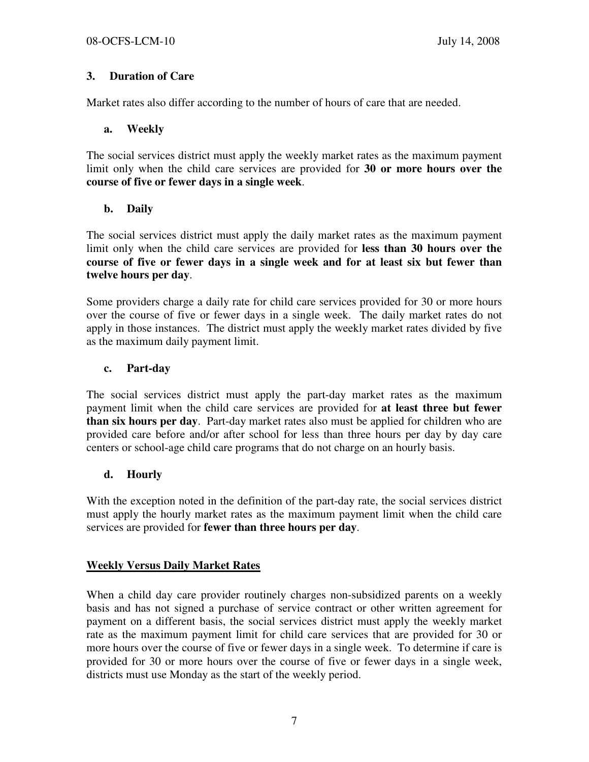### 3. Duration of Care

Market rates also differ according to the number of hours of care that are needed.

#### a. Weekly

The social services district must apply the weekly market rates as the maximum payment limit only when the child care services are provided for **30 or more hours over the course of five or fewer days in a single week**.

#### b. Daily

The social services district must apply the daily market rates as the maximum payment limit only when the child care services are provided for **less than 30 hours over the course of five or fewer days in a single week and for at least six but fewer than twelve hours per day**.

Some providers charge a daily rate for child care services provided for 30 or more hours over the course of five or fewer days in a single week. The daily market rates do not apply in those instances. The district must apply the weekly market rates divided by five as the maximum daily payment limit.

#### c. Part-day

The social services district must apply the part-day market rates as the maximum payment limit when the child care services are provided for **at least three but fewer than six hours per day**. Part-day market rates also must be applied for children who are provided care before and/or after school for less than three hours per day by day care centers or school-age child care programs that do not charge on an hourly basis.

#### d. Hourly

With the exception noted in the definition of the part-day rate, the social services district must apply the hourly market rates as the maximum payment limit when the child care services are provided for **fewer than three hours per day**.

**<u>Weekly Versus Daily Market Rates</u>**

When a child day care provider routinely charges non-subsidized parents on a weekly basis and has not signed a purchase of service contract or other written agreement for payment on a different basis, the social services district must apply the weekly market rate as the maximum payment limit for child care services that are provided for 30 or more hours over the course of five or fewer days in a single week. To determine if care is provided for 30 or more hours over the course of five or fewer days in a single week, districts must use Monday as the start of the weekly period.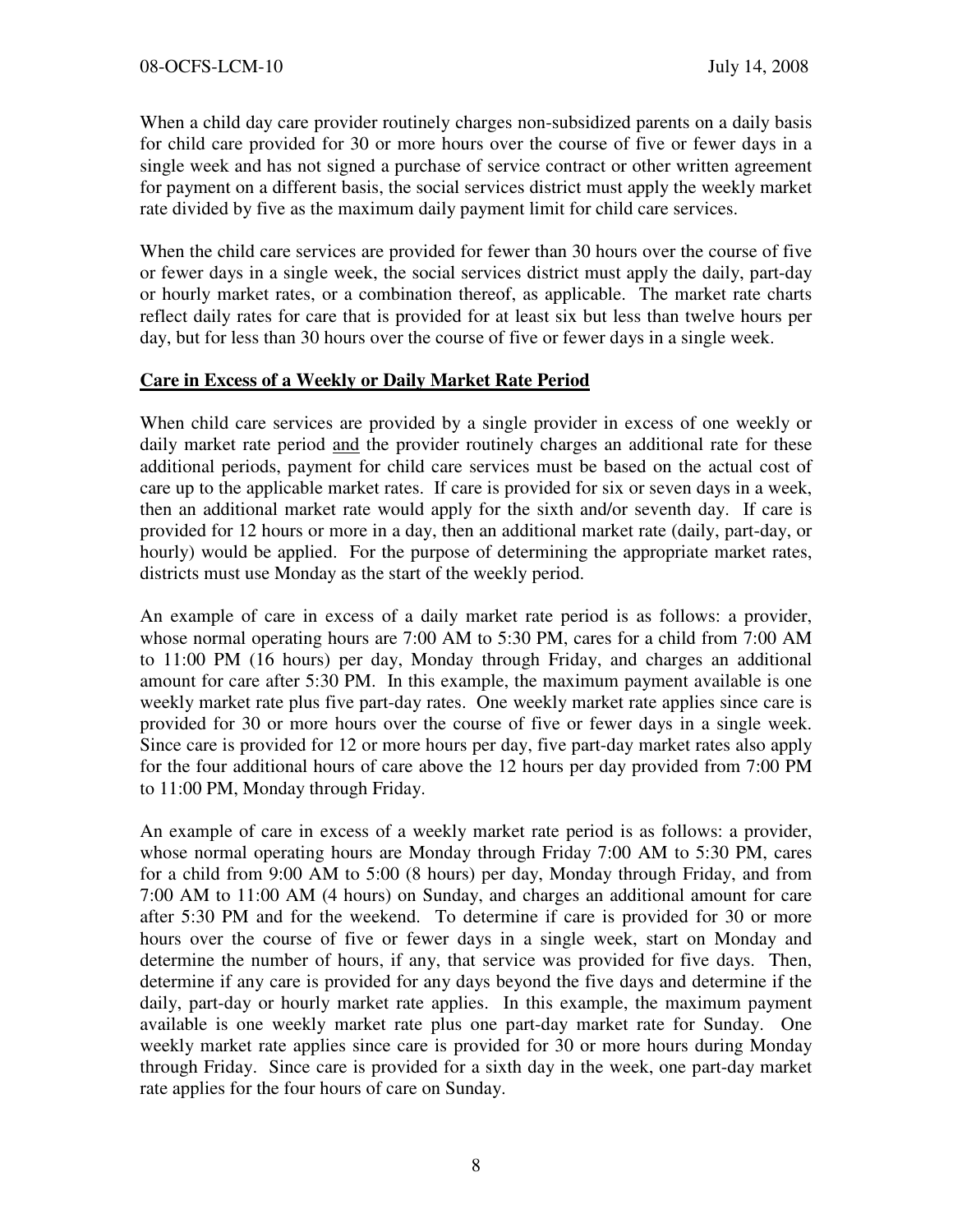When a child day care provider routinely charges non-subsidized parents on a daily basis for child care provided for 30 or more hours over the course of five or fewer days in a single week and has not signed a purchase of service contract or other written agreement for payment on a different basis, the social services district must apply the weekly market rate divided by five as the maximum daily payment limit for child care services.

When the child care services are provided for fewer than 30 hours over the course of five or fewer days in a single week, the social services district must apply the daily, part-day or hourly market rates, or a combination thereof, as applicable. The market rate charts reflect daily rates for care that is provided for at least six but less than twelve hours per day, but for less than 30 hours over the course of five or fewer days in a single week.

**Care in Excess of a Weekly or Daily Market Rate Period**

When child care services are provided by a single provider in excess of one weekly or daily market rate period and the provider routinely charges an additional rate for these additional periods, payment for child care services must be based on the actual cost of care up to the applicable market rates. If care is provided for six or seven days in a week, then an additional market rate would apply for the sixth and/or seventh day. If care is provided for 12 hours or more in a day, then an additional market rate (daily, part-day, or hourly) would be applied. For the purpose of determining the appropriate market rates, districts must use Monday as the start of the weekly period.

An example of care in excess of a daily market rate period is as follows: a provider, whose normal operating hours are 7:00 AM to 5:30 PM, cares for a child from 7:00 AM to 11:00 PM (16 hours) per day, Monday through Friday, and charges an additional amount for care after 5:30 PM. In this example, the maximum payment available is one weekly market rate plus five part-day rates. One weekly market rate applies since care is provided for 30 or more hours over the course of five or fewer days in a single week. Since care is provided for 12 or more hours per day, five part-day market rates also apply for the four additional hours of care above the 12 hours per day provided from 7:00 PM to 11:00 PM, Monday through Friday.

An example of care in excess of a weekly market rate period is as follows: a provider, whose normal operating hours are Monday through Friday 7:00 AM to 5:30 PM, cares for a child from 9:00 AM to 5:00 (8 hours) per day, Monday through Friday, and from 7:00 AM to 11:00 AM (4 hours) on Sunday, and charges an additional amount for care after 5:30 PM and for the weekend. To determine if care is provided for 30 or more hours over the course of five or fewer days in a single week, start on Monday and determine the number of hours, if any, that service was provided for five days. Then, determine if any care is provided for any days beyond the five days and determine if the daily, part-day or hourly market rate applies. In this example, the maximum payment available is one weekly market rate plus one part-day market rate for Sunday. One weekly market rate applies since care is provided for 30 or more hours during Monday through Friday. Since care is provided for a sixth day in the week, one part-day market rate applies for the four hours of care on Sunday.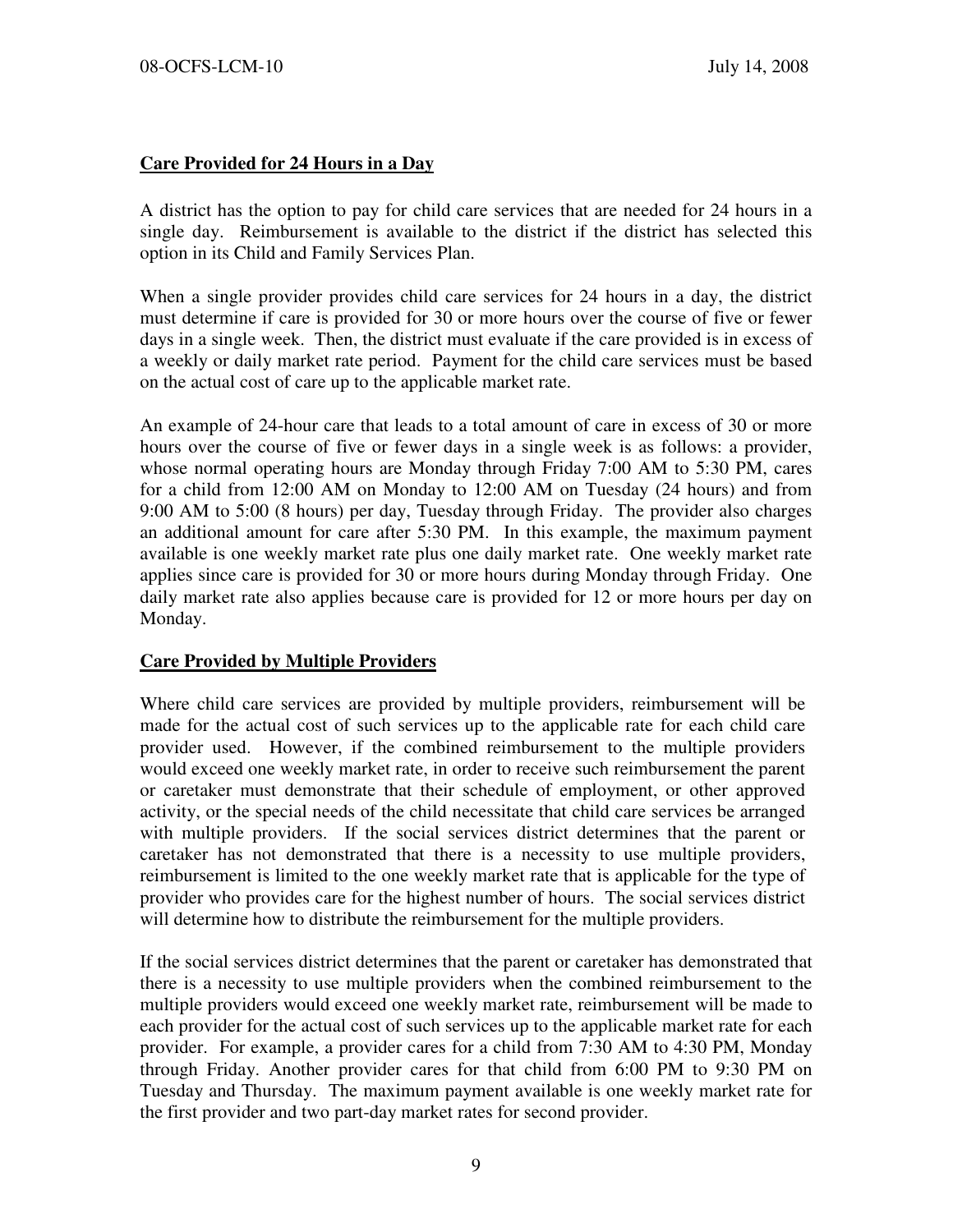**Care Provided for 24 Hours in a Day**

A district has the option to pay for child care services that are needed for 24 hours in a single day. Reimbursement is available to the district if the district has selected this option in its Child and Family Services Plan.

When a single provider provides child care services for 24 hours in a day, the district must determine if care is provided for 30 or more hours over the course of five or fewer days in a single week. Then, the district must evaluate if the care provided is in excess of a weekly or daily market rate period. Payment for the child care services must be based on the actual cost of care up to the applicable market rate.

An example of 24-hour care that leads to a total amount of care in excess of 30 or more hours over the course of five or fewer days in a single week is as follows: a provider, whose normal operating hours are Monday through Friday 7:00 AM to 5:30 PM, cares for a child from 12:00 AM on Monday to 12:00 AM on Tuesday (24 hours) and from 9:00 AM to 5:00 (8 hours) per day, Tuesday through Friday. The provider also charges an additional amount for care after 5:30 PM. In this example, the maximum payment available is one weekly market rate plus one daily market rate. One weekly market rate applies since care is provided for 30 or more hours during Monday through Friday. One daily market rate also applies because care is provided for 12 or more hours per day on Monday.

**Care Provided by Multiple Providers**

Where child care services are provided by multiple providers, reimbursement will be made for the actual cost of such services up to the applicable rate for each child care provider used. However, if the combined reimbursement to the multiple providers would exceed one weekly market rate, in order to receive such reimbursement the parent or caretaker must demonstrate that their schedule of employment, or other approved activity, or the special needs of the child necessitate that child care services be arranged with multiple providers. If the social services district determines that the parent or caretaker has not demonstrated that there is a necessity to use multiple providers, reimbursement is limited to the one weekly market rate that is applicable for the type of provider who provides care for the highest number of hours. The social services district will determine how to distribute the reimbursement for the multiple providers.

If the social services district determines that the parent or caretaker has demonstrated that there is a necessity to use multiple providers when the combined reimbursement to the multiple providers would exceed one weekly market rate, reimbursement will be made to each provider for the actual cost of such services up to the applicable market rate for each provider. For example, a provider cares for a child from 7:30 AM to 4:30 PM, Monday through Friday. Another provider cares for that child from 6:00 PM to 9:30 PM on Tuesday and Thursday. The maximum payment available is one weekly market rate for the first provider and two part-day market rates for second provider.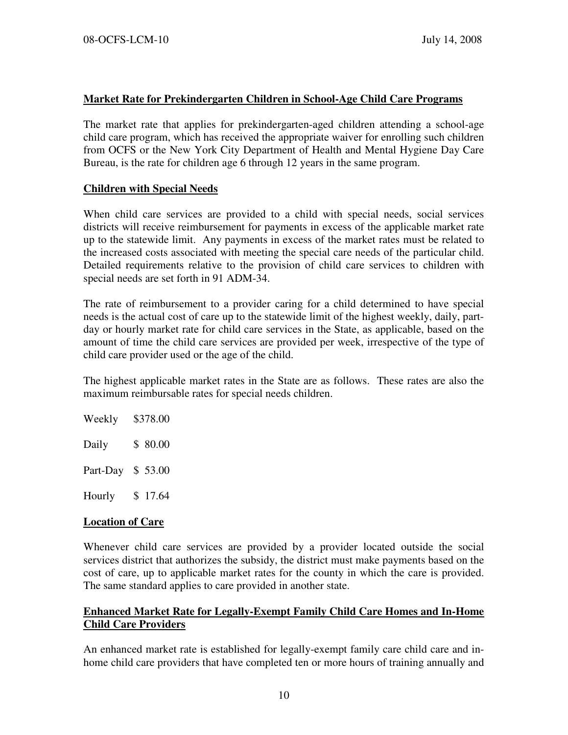**Market Rate for Prekindergarten Children in School-Age Child Care Programs**

The market rate that applies for prekindergarten-aged children attending a school-age child care program, which has received the appropriate waiver for enrolling such children from OCFS or the New York City Department of Health and Mental Hygiene Day Care Bureau, is the rate for children age 6 through 12 years in the same program.

**Children with Special Needs**

When child care services are provided to a child with special needs, social services districts will receive reimbursement for payments in excess of the applicable market rate up to the statewide limit. Any payments in excess of the market rates must be related to the increased costs associated with meeting the special care needs of the particular child. Detailed requirements relative to the provision of child care services to children with special needs are set forth in 91 ADM-34.

The rate of reimbursement to a provider caring for a child determined to have special needs is the actual cost of care up to the statewide limit of the highest weekly, daily, part-day or hourly market rate for child care services in the State, as applicable, based on the amount of time the child care services are provided per week, irrespective of the type of child care provider used or the age of the child.

The highest applicable market rates in the State are as follows. These rates are also the maximum reimbursable rates for special needs children.

| | |
|---|---|
| Weekly | \$378.00 |
| Daily | \$ 80.00 |
| Part-Day | \$ 53.00 |
| Hourly | \$ 17.64 |

**Location of Care**

Whenever child care services are provided by a provider located outside the social services district that authorizes the subsidy, the district must make payments based on the cost of care, up to applicable market rates for the county in which the care is provided. The same standard applies to care provided in another state.

**Enhanced Market Rate for Legally-Exempt Family Child Care Homes and In-Home Child Care Providers**

An enhanced market rate is established for legally-exempt family care child care and in-home child care providers that have completed ten or more hours of training annually and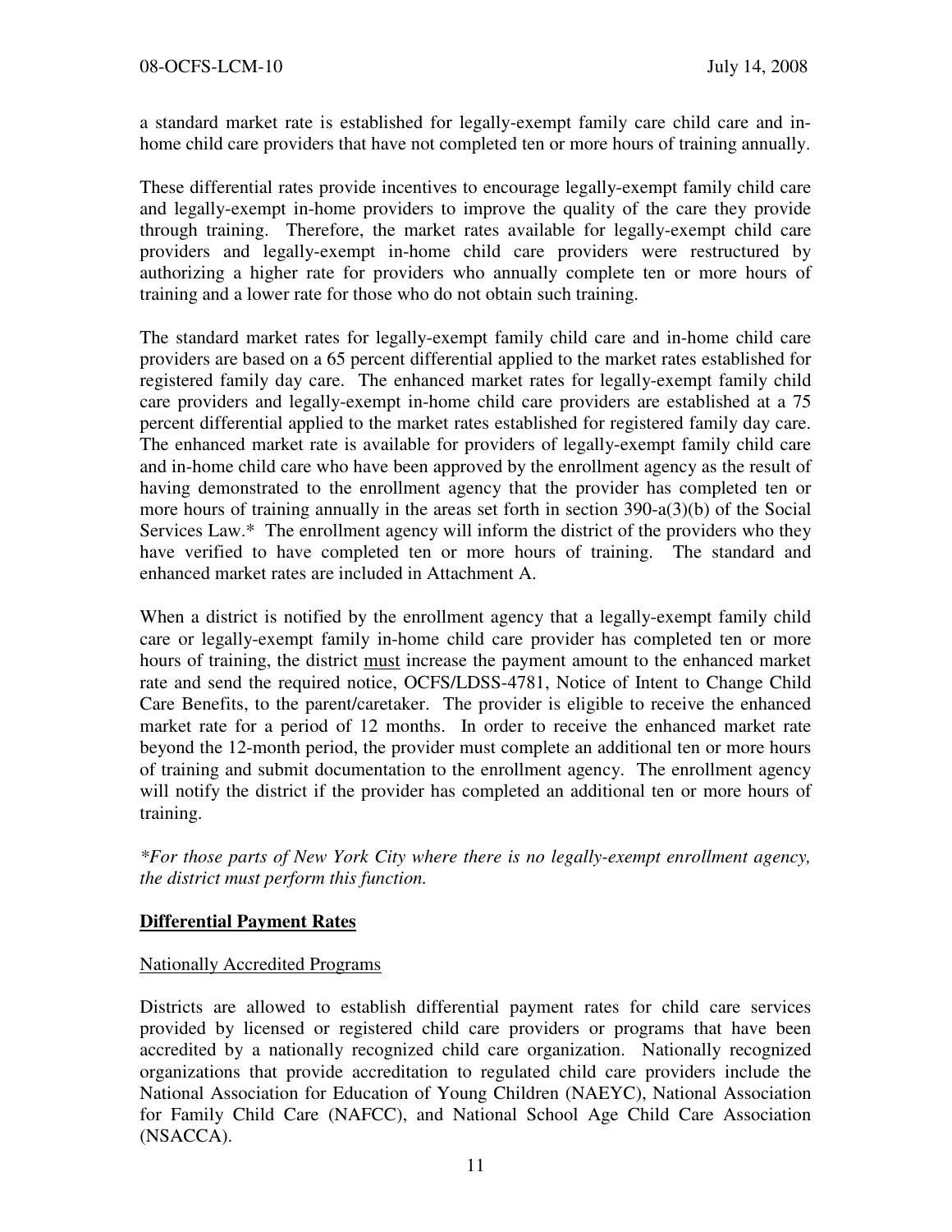a standard market rate is established for legally-exempt family care child care and in-home child care providers that have not completed ten or more hours of training annually.

These differential rates provide incentives to encourage legally-exempt family child care and legally-exempt in-home providers to improve the quality of the care they provide through training. Therefore, the market rates available for legally-exempt child care providers and legally-exempt in-home child care providers were restructured by authorizing a higher rate for providers who annually complete ten or more hours of training and a lower rate for those who do not obtain such training.

The standard market rates for legally-exempt family child care and in-home child care providers are based on a 65 percent differential applied to the market rates established for registered family day care. The enhanced market rates for legally-exempt family child care providers and legally-exempt in-home child care providers are established at a 75 percent differential applied to the market rates established for registered family day care. The enhanced market rate is available for providers of legally-exempt family child care and in-home child care who have been approved by the enrollment agency as the result of having demonstrated to the enrollment agency that the provider has completed ten or more hours of training annually in the areas set forth in section 390-a(3)(b) of the Social Services Law.* The enrollment agency will inform the district of the providers who they have verified to have completed ten or more hours of training. The standard and enhanced market rates are included in Attachment A.

When a district is notified by the enrollment agency that a legally-exempt family child care or legally-exempt family in-home child care provider has completed ten or more hours of training, the district <u>must</u> increase the payment amount to the enhanced market rate and send the required notice, OCFS/LDSS-4781, Notice of Intent to Change Child Care Benefits, to the parent/caretaker. The provider is eligible to receive the enhanced market rate for a period of 12 months. In order to receive the enhanced market rate beyond the 12-month period, the provider must complete an additional ten or more hours of training and submit documentation to the enrollment agency. The enrollment agency will notify the district if the provider has completed an additional ten or more hours of training.

*\*For those parts of New York City where there is no legally-exempt enrollment agency, the district must perform this function.*

## Differential Payment Rates

### Nationally Accredited Programs

Districts are allowed to establish differential payment rates for child care services provided by licensed or registered child care providers or programs that have been accredited by a nationally recognized child care organization. Nationally recognized organizations that provide accreditation to regulated child care providers include the National Association for Education of Young Children (NAEYC), National Association for Family Child Care (NAFCC), and National School Age Child Care Association (NSACCA).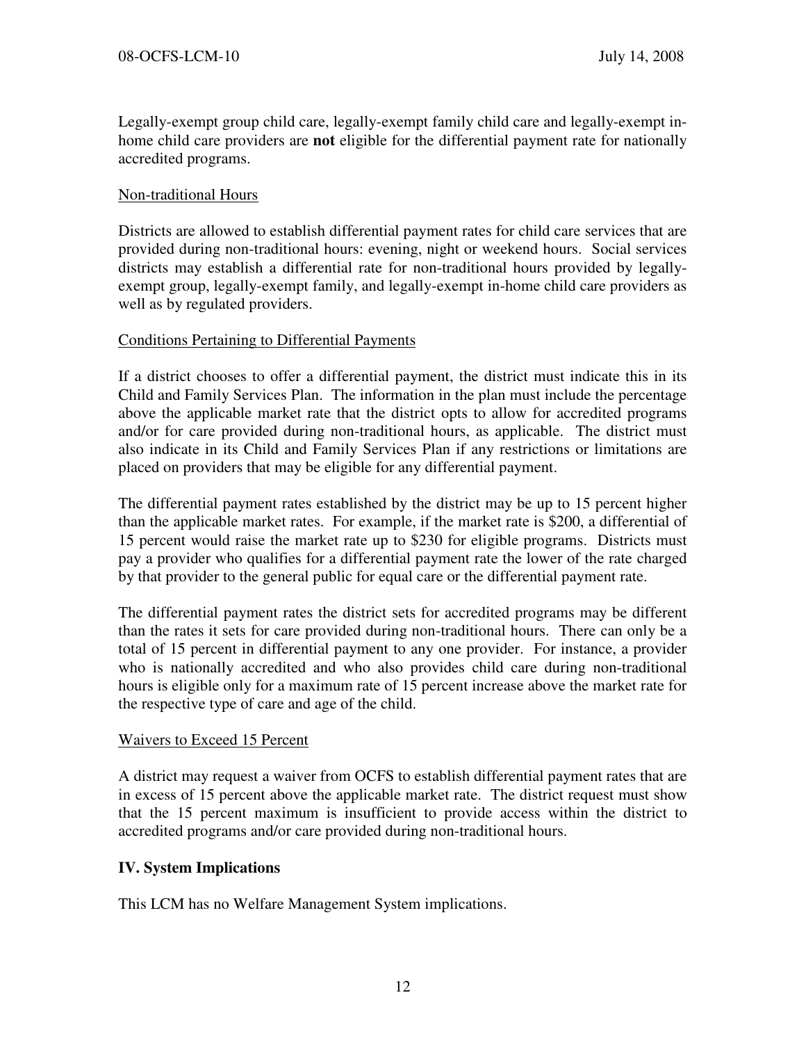Legally-exempt group child care, legally-exempt family child care and legally-exempt in-home child care providers are **not** eligible for the differential payment rate for nationally accredited programs.

Non-traditional Hours

Districts are allowed to establish differential payment rates for child care services that are provided during non-traditional hours: evening, night or weekend hours. Social services districts may establish a differential rate for non-traditional hours provided by legally-exempt group, legally-exempt family, and legally-exempt in-home child care providers as well as by regulated providers.

Conditions Pertaining to Differential Payments

If a district chooses to offer a differential payment, the district must indicate this in its Child and Family Services Plan. The information in the plan must include the percentage above the applicable market rate that the district opts to allow for accredited programs and/or for care provided during non-traditional hours, as applicable. The district must also indicate in its Child and Family Services Plan if any restrictions or limitations are placed on providers that may be eligible for any differential payment.

The differential payment rates established by the district may be up to 15 percent higher than the applicable market rates. For example, if the market rate is $200, a differential of 15 percent would raise the market rate up to $230 for eligible programs. Districts must pay a provider who qualifies for a differential payment rate the lower of the rate charged by that provider to the general public for equal care or the differential payment rate.

The differential payment rates the district sets for accredited programs may be different than the rates it sets for care provided during non-traditional hours. There can only be a total of 15 percent in differential payment to any one provider. For instance, a provider who is nationally accredited and who also provides child care during non-traditional hours is eligible only for a maximum rate of 15 percent increase above the market rate for the respective type of care and age of the child.

Waivers to Exceed 15 Percent

A district may request a waiver from OCFS to establish differential payment rates that are in excess of 15 percent above the applicable market rate. The district request must show that the 15 percent maximum is insufficient to provide access within the district to accredited programs and/or care provided during non-traditional hours.

## IV. System Implications

This LCM has no Welfare Management System implications.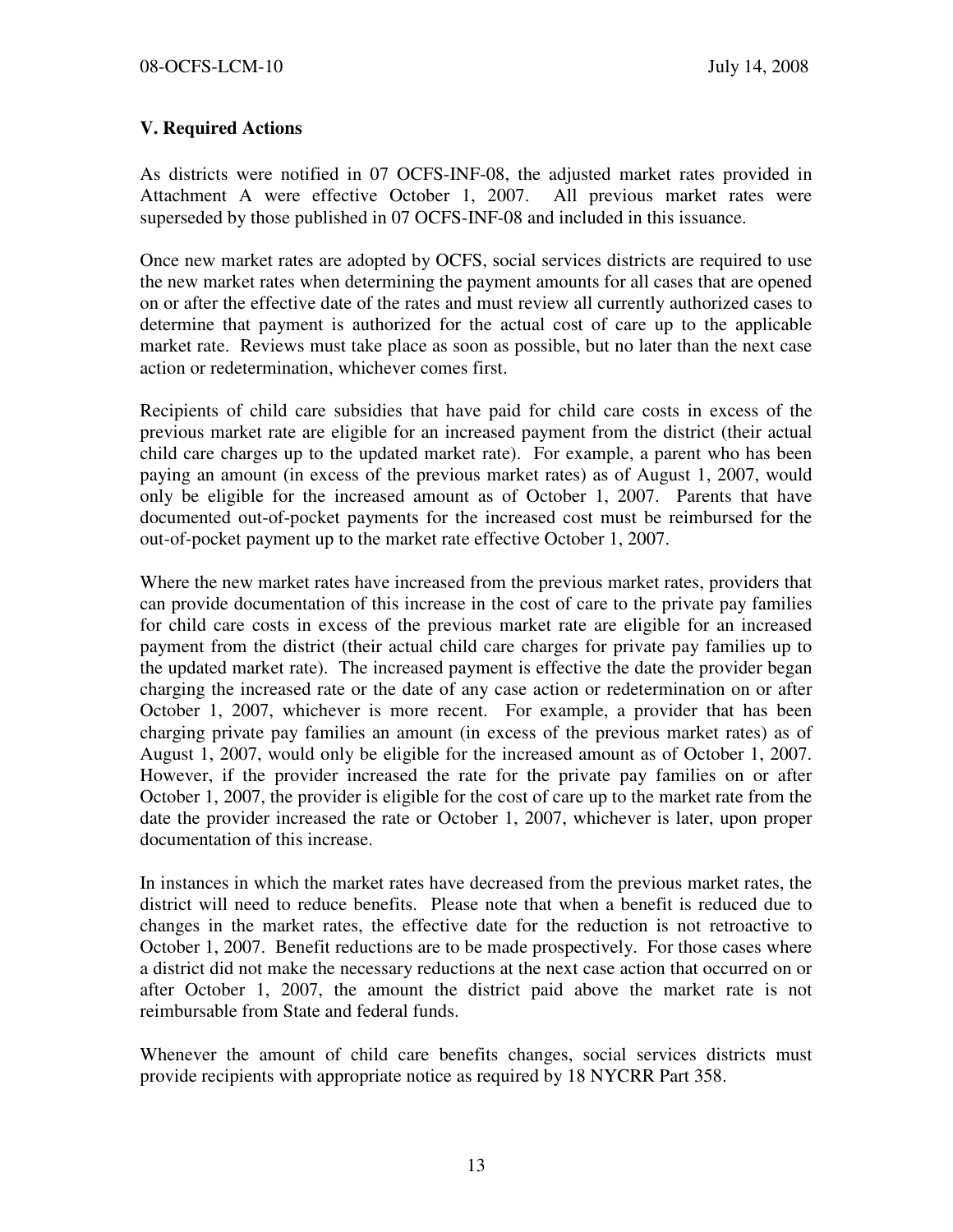## V. Required Actions

As districts were notified in 07 OCFS-INF-08, the adjusted market rates provided in Attachment A were effective October 1, 2007. All previous market rates were superseded by those published in 07 OCFS-INF-08 and included in this issuance.

Once new market rates are adopted by OCFS, social services districts are required to use the new market rates when determining the payment amounts for all cases that are opened on or after the effective date of the rates and must review all currently authorized cases to determine that payment is authorized for the actual cost of care up to the applicable market rate. Reviews must take place as soon as possible, but no later than the next case action or redetermination, whichever comes first.

Recipients of child care subsidies that have paid for child care costs in excess of the previous market rate are eligible for an increased payment from the district (their actual child care charges up to the updated market rate). For example, a parent who has been paying an amount (in excess of the previous market rates) as of August 1, 2007, would only be eligible for the increased amount as of October 1, 2007. Parents that have documented out-of-pocket payments for the increased cost must be reimbursed for the out-of-pocket payment up to the market rate effective October 1, 2007.

Where the new market rates have increased from the previous market rates, providers that can provide documentation of this increase in the cost of care to the private pay families for child care costs in excess of the previous market rate are eligible for an increased payment from the district (their actual child care charges for private pay families up to the updated market rate). The increased payment is effective the date the provider began charging the increased rate or the date of any case action or redetermination on or after October 1, 2007, whichever is more recent. For example, a provider that has been charging private pay families an amount (in excess of the previous market rates) as of August 1, 2007, would only be eligible for the increased amount as of October 1, 2007. However, if the provider increased the rate for the private pay families on or after October 1, 2007, the provider is eligible for the cost of care up to the market rate from the date the provider increased the rate or October 1, 2007, whichever is later, upon proper documentation of this increase.

In instances in which the market rates have decreased from the previous market rates, the district will need to reduce benefits. Please note that when a benefit is reduced due to changes in the market rates, the effective date for the reduction is not retroactive to October 1, 2007. Benefit reductions are to be made prospectively. For those cases where a district did not make the necessary reductions at the next case action that occurred on or after October 1, 2007, the amount the district paid above the market rate is not reimbursable from State and federal funds.

Whenever the amount of child care benefits changes, social services districts must provide recipients with appropriate notice as required by 18 NYCRR Part 358.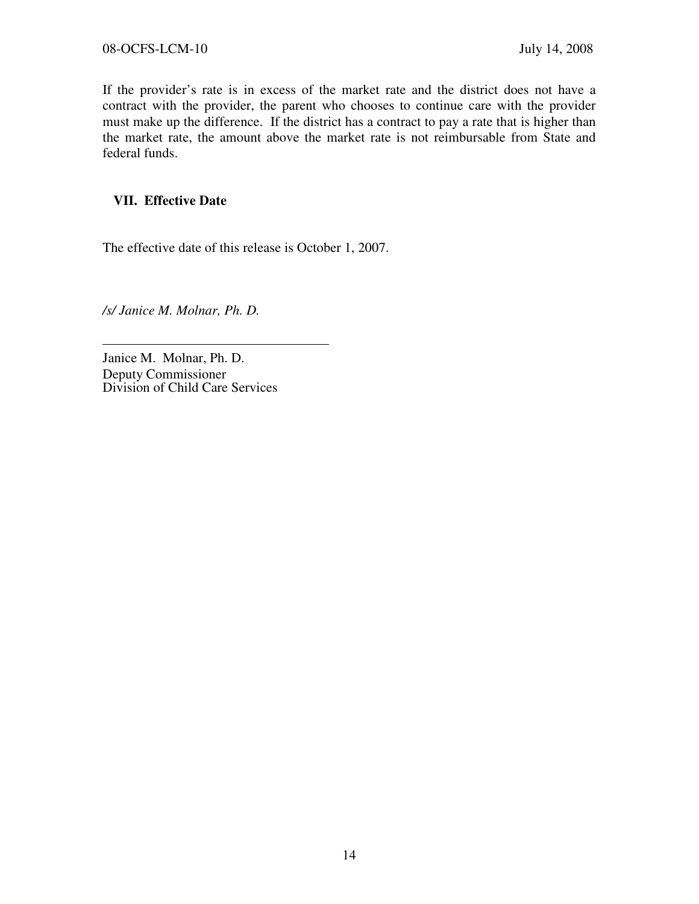If the provider's rate is in excess of the market rate and the district does not have a contract with the provider, the parent who chooses to continue care with the provider must make up the difference. If the district has a contract to pay a rate that is higher than the market rate, the amount above the market rate is not reimbursable from State and federal funds.

## VII. Effective Date

The effective date of this release is October 1, 2007.

*/s/ Janice M. Molnar, Ph. D.*

---

Janice M. Molnar, Ph. D.
Deputy Commissioner
Division of Child Care Services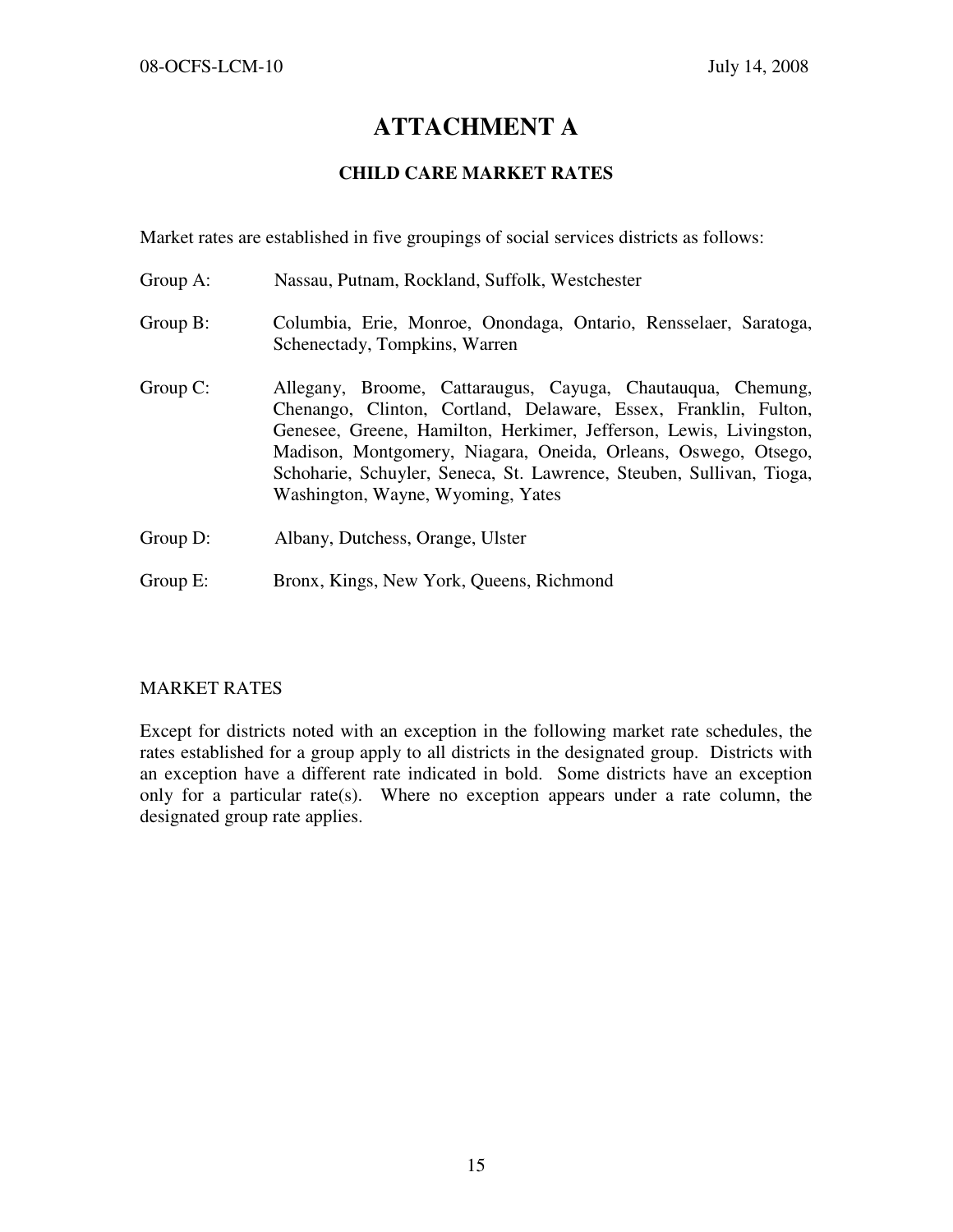# ATTACHMENT A

## CHILD CARE MARKET RATES

Market rates are established in five groupings of social services districts as follows:

| | |
|---|---|
| Group A: | Nassau, Putnam, Rockland, Suffolk, Westchester |
| Group B: | Columbia, Erie, Monroe, Onondaga, Ontario, Rensselaer, Saratoga, Schenectady, Tompkins, Warren |
| Group C: | Allegany, Broome, Cattaraugus, Cayuga, Chautauqua, Chemung, Chenango, Clinton, Cortland, Delaware, Essex, Franklin, Fulton, Genesee, Greene, Hamilton, Herkimer, Jefferson, Lewis, Livingston, Madison, Montgomery, Niagara, Oneida, Orleans, Oswego, Otsego, Schoharie, Schuyler, Seneca, St. Lawrence, Steuben, Sullivan, Tioga, Washington, Wayne, Wyoming, Yates |
| Group D: | Albany, Dutchess, Orange, Ulster |
| Group E: | Bronx, Kings, New York, Queens, Richmond |

MARKET RATES

Except for districts noted with an exception in the following market rate schedules, the rates established for a group apply to all districts in the designated group. Districts with an exception have a different rate indicated in bold. Some districts have an exception only for a particular rate(s). Where no exception appears under a rate column, the designated group rate applies.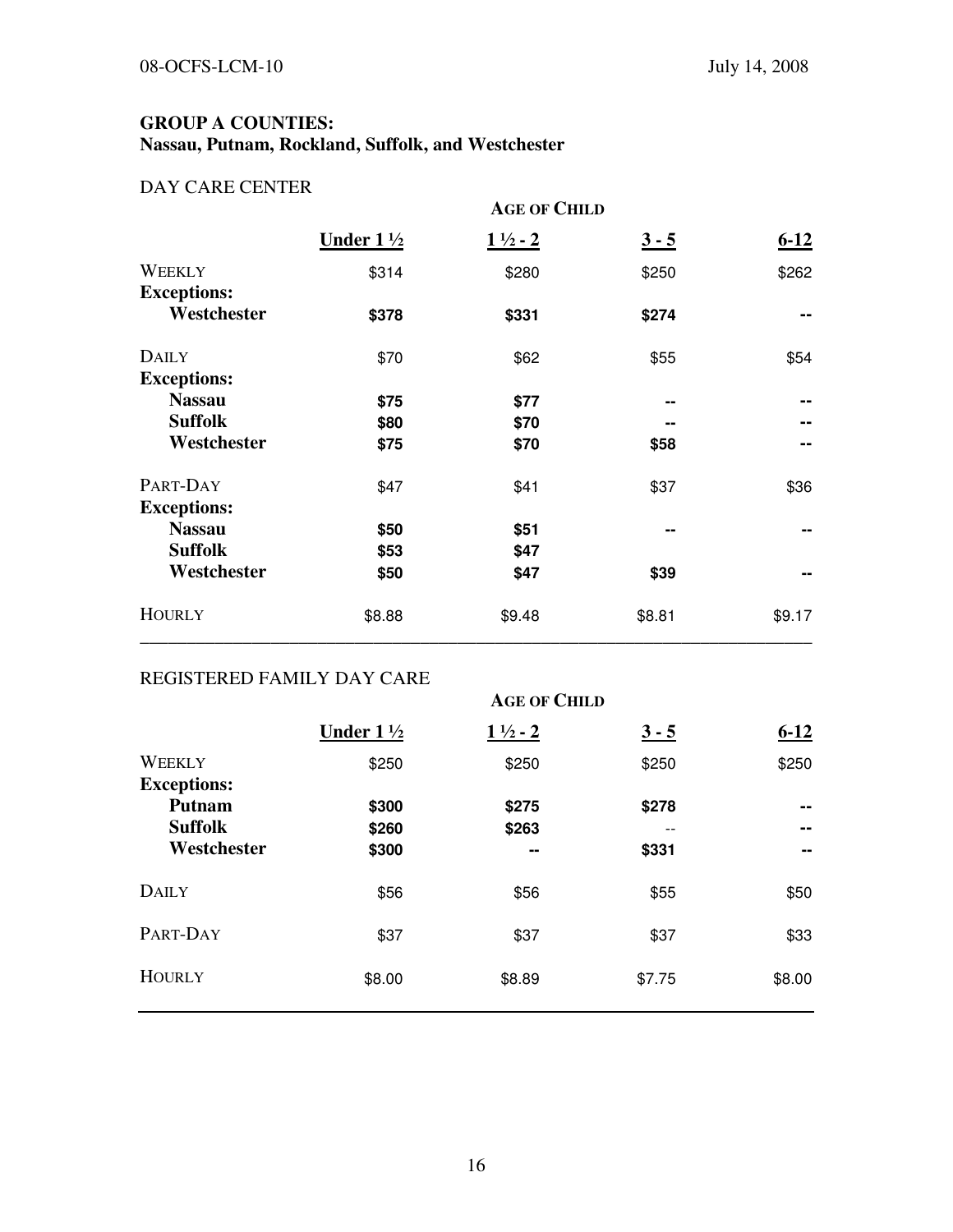**GROUP A COUNTIES:**
**Nassau, Putnam, Rockland, Suffolk, and Westchester**

DAY CARE CENTER

| | AGE OF CHILD | | | |
|---|---|---|---|---|
| | **Under 1 ½** | **1 ½ - 2** | **3 - 5** | **6-12** |
| WEEKLY | $314 | $280 | $250 | $262 |
| **Exceptions:** | | | | |
| **Westchester** | **$378** | **$331** | **$274** | **--** |
| DAILY | $70 | $62 | $55 | $54 |
| **Exceptions:** | | | | |
| **Nassau** | **$75** | **$77** | **--** | **--** |
| **Suffolk** | **$80** | **$70** | **--** | **--** |
| **Westchester** | **$75** | **$70** | **$58** | **--** |
| PART-DAY | $47 | $41 | $37 | $36 |
| **Exceptions:** | | | | |
| **Nassau** | **$50** | **$51** | **--** | **--** |
| **Suffolk** | **$53** | **$47** | | |
| **Westchester** | **$50** | **$47** | **$39** | **--** |
| HOURLY | $8.88 | $9.48 | $8.81 | $9.17 |

REGISTERED FAMILY DAY CARE

| | AGE OF CHILD | | | |
|---|---|---|---|---|
| | **Under 1 ½** | **1 ½ - 2** | **3 - 5** | **6-12** |
| WEEKLY | $250 | $250 | $250 | $250 |
| **Exceptions:** | | | | |
| **Putnam** | **$300** | **$275** | **$278** | **--** |
| **Suffolk** | **$260** | **$263** | -- | **--** |
| **Westchester** | **$300** | **--** | **$331** | **--** |
| DAILY | $56 | $56 | $55 | $50 |
| PART-DAY | $37 | $37 | $37 | $33 |
| HOURLY | $8.00 | $8.89 | $7.75 | $8.00 |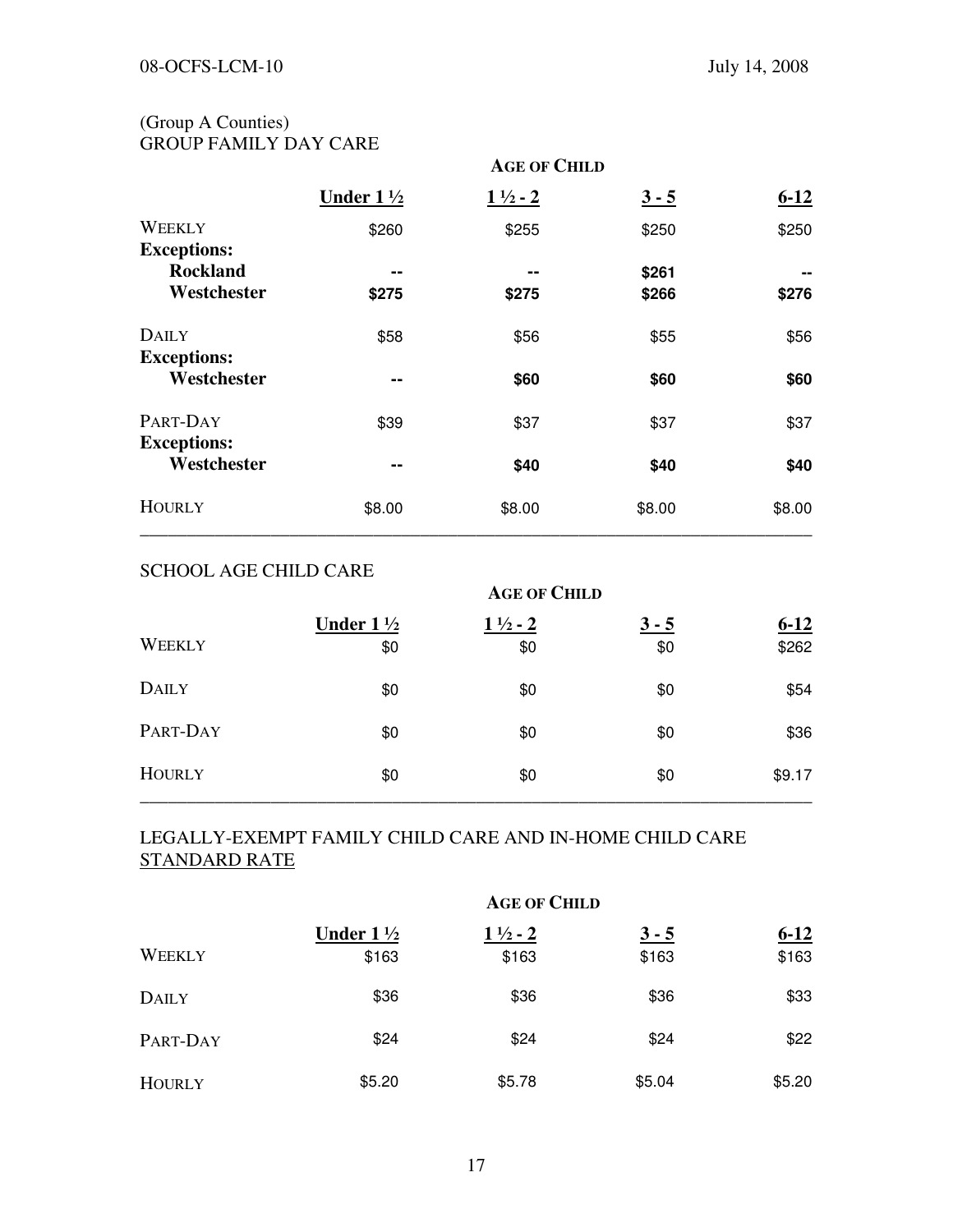(Group A Counties)

GROUP FAMILY DAY CARE

| | AGE OF CHILD | | | |
|---|---|---|---|---|
| | **Under 1 ½** | **1 ½ - 2** | **3 - 5** | **6-12** |
| WEEKLY | $260 | $255 | $250 | $250 |
| **Exceptions:** | | | | |
| **Rockland** | **--** | **--** | **$261** | **--** |
| **Westchester** | **$275** | **$275** | **$266** | **$276** |
| DAILY | $58 | $56 | $55 | $56 |
| **Exceptions:** | | | | |
| **Westchester** | **--** | **$60** | **$60** | **$60** |
| PART-DAY | $39 | $37 | $37 | $37 |
| **Exceptions:** | | | | |
| **Westchester** | **--** | **$40** | **$40** | **$40** |
| HOURLY | $8.00 | $8.00 | $8.00 | $8.00 |

SCHOOL AGE CHILD CARE

| | AGE OF CHILD | | | |
|---|---|---|---|---|
| | **Under 1 ½** | **1 ½ - 2** | **3 - 5** | **6-12** |
| WEEKLY | $0 | $0 | $0 | $262 |
| DAILY | $0 | $0 | $0 | $54 |
| PART-DAY | $0 | $0 | $0 | $36 |
| HOURLY | $0 | $0 | $0 | $9.17 |

LEGALLY-EXEMPT FAMILY CHILD CARE AND IN-HOME CHILD CARE

STANDARD RATE

| | AGE OF CHILD | | | |
|---|---|---|---|---|
| | **Under 1 ½** | **1 ½ - 2** | **3 - 5** | **6-12** |
| WEEKLY | $163 | $163 | $163 | $163 |
| DAILY | $36 | $36 | $36 | $33 |
| PART-DAY | $24 | $24 | $24 | $22 |
| HOURLY | $5.20 | $5.78 | $5.04 | $5.20 |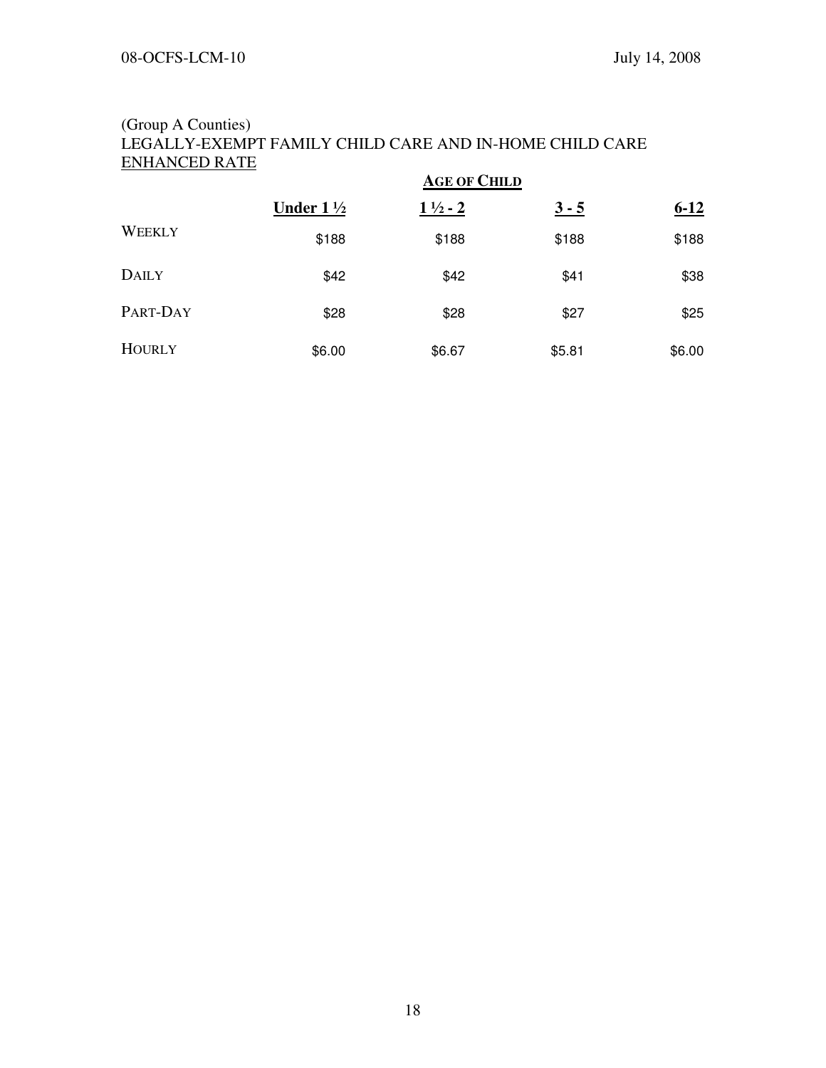(Group A Counties)

LEGALLY-EXEMPT FAMILY CHILD CARE AND IN-HOME CHILD CARE

ENHANCED RATE

| | AGE OF CHILD | | | |
|---|---|---|---|---|
| | **Under 1 ½** | **1 ½ - 2** | **3 - 5** | **6-12** |
| WEEKLY | $188 | $188 | $188 | $188 |
| DAILY | $42 | $42 | $41 | $38 |
| PART-DAY | $28 | $28 | $27 | $25 |
| HOURLY | $6.00 | $6.67 | $5.81 | $6.00 |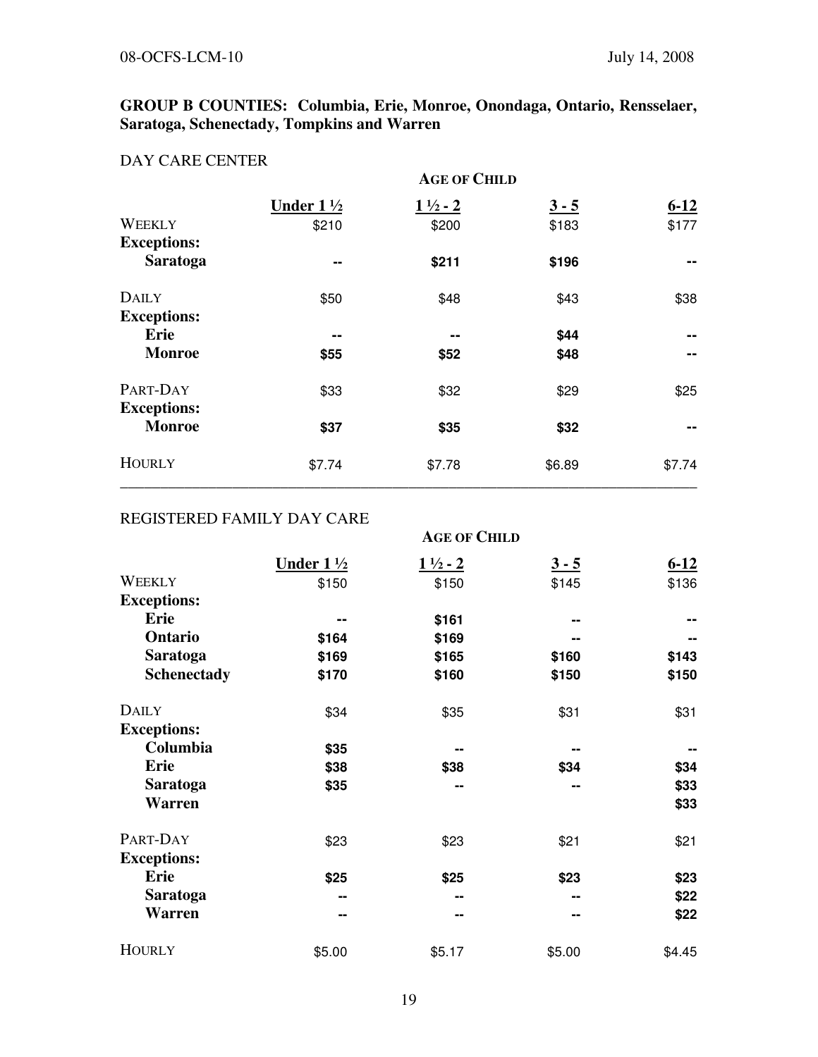**GROUP B COUNTIES: Columbia, Erie, Monroe, Onondaga, Ontario, Rensselaer, Saratoga, Schenectady, Tompkins and Warren**

DAY CARE CENTER

| | AGE OF CHILD | | | |
|---|---|---|---|---|
| | **Under 1 ½** | **1 ½ - 2** | **3 - 5** | **6-12** |
| WEEKLY | $210 | $200 | $183 | $177 |
| **Exceptions:** | | | | |
| **Saratoga** | **--** | **$211** | **$196** | **--** |
| DAILY | $50 | $48 | $43 | $38 |
| **Exceptions:** | | | | |
| **Erie** | **--** | **--** | **$44** | **--** |
| **Monroe** | **$55** | **$52** | **$48** | **--** |
| PART-DAY | $33 | $32 | $29 | $25 |
| **Exceptions:** | | | | |
| **Monroe** | **$37** | **$35** | **$32** | **--** |
| HOURLY | $7.74 | $7.78 | $6.89 | $7.74 |

REGISTERED FAMILY DAY CARE

| | AGE OF CHILD | | | |
|---|---|---|---|---|
| | **Under 1 ½** | **1 ½ - 2** | **3 - 5** | **6-12** |
| WEEKLY | $150 | $150 | $145 | $136 |
| **Exceptions:** | | | | |
| **Erie** | **--** | **$161** | **--** | **--** |
| **Ontario** | **$164** | **$169** | **--** | **--** |
| **Saratoga** | **$169** | **$165** | **$160** | **$143** |
| **Schenectady** | **$170** | **$160** | **$150** | **$150** |
| DAILY | $34 | $35 | $31 | $31 |
| **Exceptions:** | | | | |
| **Columbia** | **$35** | **--** | **--** | **--** |
| **Erie** | **$38** | **$38** | **$34** | **$34** |
| **Saratoga** | **$35** | **--** | **--** | **$33** |
| **Warren** | | | | **$33** |
| PART-DAY | $23 | $23 | $21 | $21 |
| **Exceptions:** | | | | |
| **Erie** | **$25** | **$25** | **$23** | **$23** |
| **Saratoga** | **--** | **--** | **--** | **$22** |
| **Warren** | **--** | **--** | **--** | **$22** |
| HOURLY | $5.00 | $5.17 | $5.00 | $4.45 |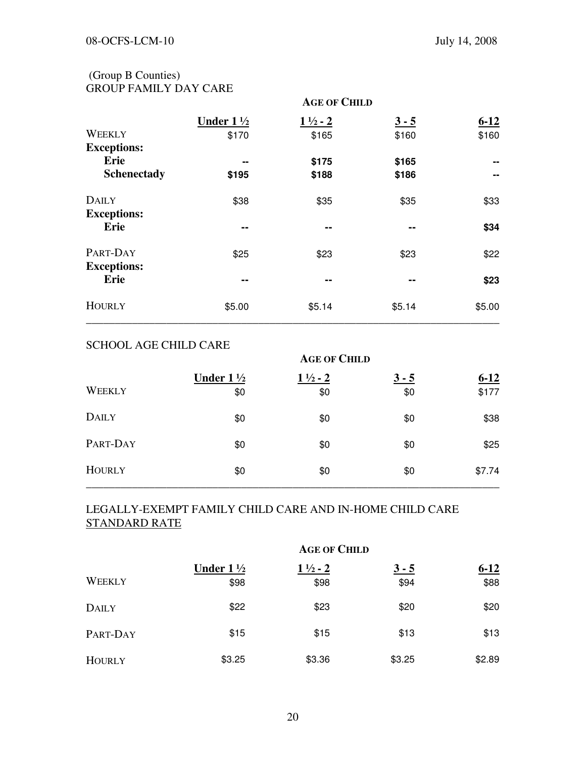(Group B Counties)

GROUP FAMILY DAY CARE

| | AGE OF CHILD | | | |
|---|---|---|---|---|
| | **Under 1 ½** | **1 ½ - 2** | **3 - 5** | **6-12** |
| WEEKLY | $170 | $165 | $160 | $160 |
| **Exceptions:** | | | | |
| **Erie** | **--** | **$175** | **$165** | **--** |
| **Schenectady** | **$195** | **$188** | **$186** | **--** |
| DAILY | $38 | $35 | $35 | $33 |
| **Exceptions:** | | | | |
| **Erie** | **--** | **--** | **--** | **$34** |
| PART-DAY | $25 | $23 | $23 | $22 |
| **Exceptions:** | | | | |
| **Erie** | **--** | **--** | **--** | **$23** |
| HOURLY | $5.00 | $5.14 | $5.14 | $5.00 |

SCHOOL AGE CHILD CARE

| | AGE OF CHILD | | | |
|---|---|---|---|---|
| | **Under 1 ½** | **1 ½ - 2** | **3 - 5** | **6-12** |
| WEEKLY | $0 | $0 | $0 | $177 |
| DAILY | $0 | $0 | $0 | $38 |
| PART-DAY | $0 | $0 | $0 | $25 |
| HOURLY | $0 | $0 | $0 | $7.74 |

LEGALLY-EXEMPT FAMILY CHILD CARE AND IN-HOME CHILD CARE
STANDARD RATE

| | AGE OF CHILD | | | |
|---|---|---|---|---|
| | **Under 1 ½** | **1 ½ - 2** | **3 - 5** | **6-12** |
| WEEKLY | $98 | $98 | $94 | $88 |
| DAILY | $22 | $23 | $20 | $20 |
| PART-DAY | $15 | $15 | $13 | $13 |
| HOURLY | $3.25 | $3.36 | $3.25 | $2.89 |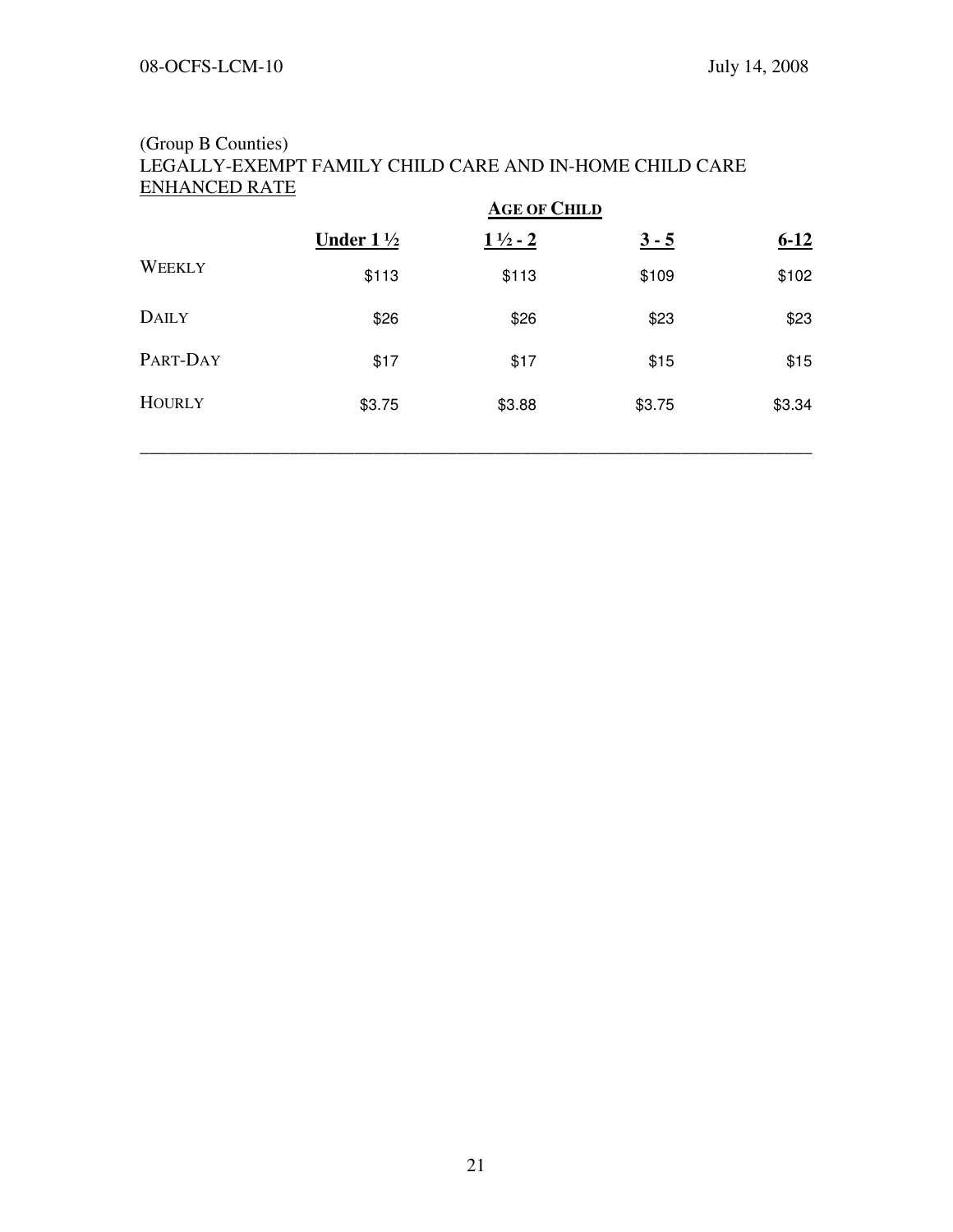(Group B Counties)
LEGALLY-EXEMPT FAMILY CHILD CARE AND IN-HOME CHILD CARE
ENHANCED RATE

| | Age of Child | | | |
|---|---|---|---|---|
| | **Under 1 ½** | **1 ½ - 2** | **3 - 5** | **6-12** |
| WEEKLY | $113 | $113 | $109 | $102 |
| DAILY | $26 | $26 | $23 | $23 |
| PART-DAY | $17 | $17 | $15 | $15 |
| HOURLY | $3.75 | $3.88 | $3.75 | $3.34 |

---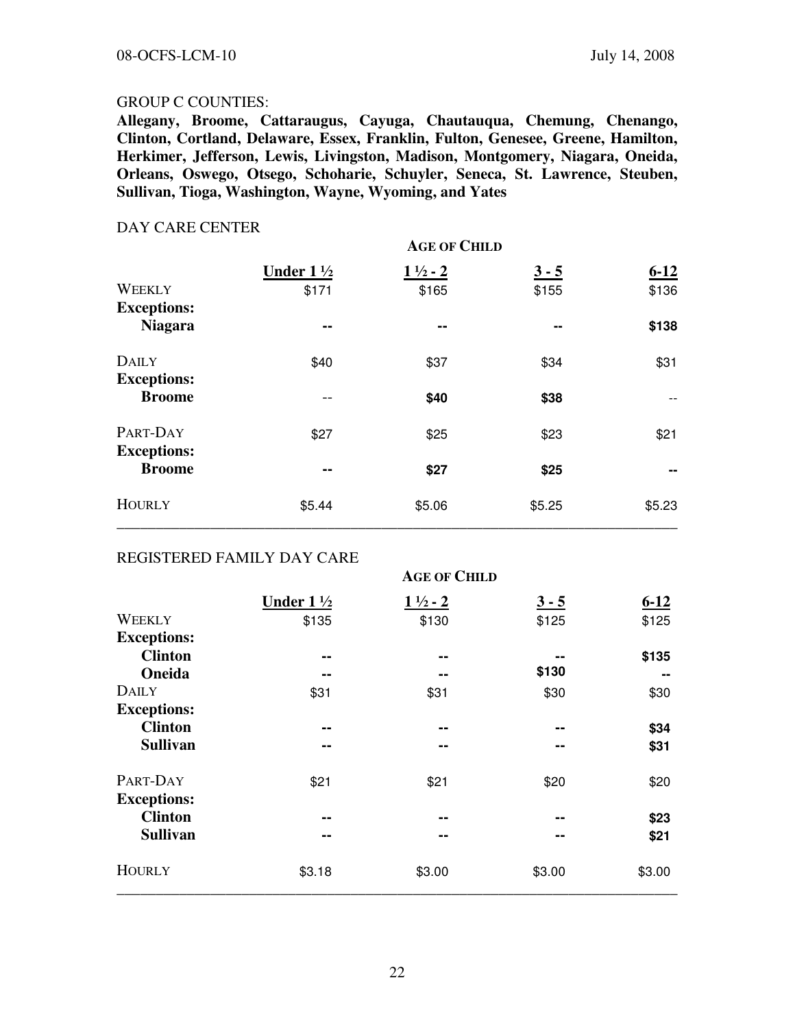GROUP C COUNTIES:

**Allegany, Broome, Cattaraugus, Cayuga, Chautauqua, Chemung, Chenango, Clinton, Cortland, Delaware, Essex, Franklin, Fulton, Genesee, Greene, Hamilton, Herkimer, Jefferson, Lewis, Livingston, Madison, Montgomery, Niagara, Oneida, Orleans, Oswego, Otsego, Schoharie, Schuyler, Seneca, St. Lawrence, Steuben, Sullivan, Tioga, Washington, Wayne, Wyoming, and Yates**

DAY CARE CENTER

| | AGE OF CHILD | | | |
|---|---|---|---|---|
| | Under 1 ½ | 1 ½ - 2 | 3 - 5 | 6-12 |
| WEEKLY | $171 | $165 | $155 | $136 |
| **Exceptions:** | | | | |
| **Niagara** | -- | -- | -- | **$138** |
| DAILY | $40 | $37 | $34 | $31 |
| **Exceptions:** | | | | |
| **Broome** | -- | **$40** | **$38** | -- |
| PART-DAY | $27 | $25 | $23 | $21 |
| **Exceptions:** | | | | |
| **Broome** | -- | **$27** | **$25** | -- |
| HOURLY | $5.44 | $5.06 | $5.25 | $5.23 |

REGISTERED FAMILY DAY CARE

| | AGE OF CHILD | | | |
|---|---|---|---|---|
| | Under 1 ½ | 1 ½ - 2 | 3 - 5 | 6-12 |
| WEEKLY | $135 | $130 | $125 | $125 |
| **Exceptions:** | | | | |
| **Clinton** | -- | -- | -- | **$135** |
| **Oneida** | -- | -- | **$130** | -- |
| DAILY | $31 | $31 | $30 | $30 |
| **Exceptions:** | | | | |
| **Clinton** | -- | -- | -- | **$34** |
| **Sullivan** | -- | -- | -- | **$31** |
| PART-DAY | $21 | $21 | $20 | $20 |
| **Exceptions:** | | | | |
| **Clinton** | -- | -- | -- | **$23** |
| **Sullivan** | -- | -- | -- | **$21** |
| HOURLY | $3.18 | $3.00 | $3.00 | $3.00 |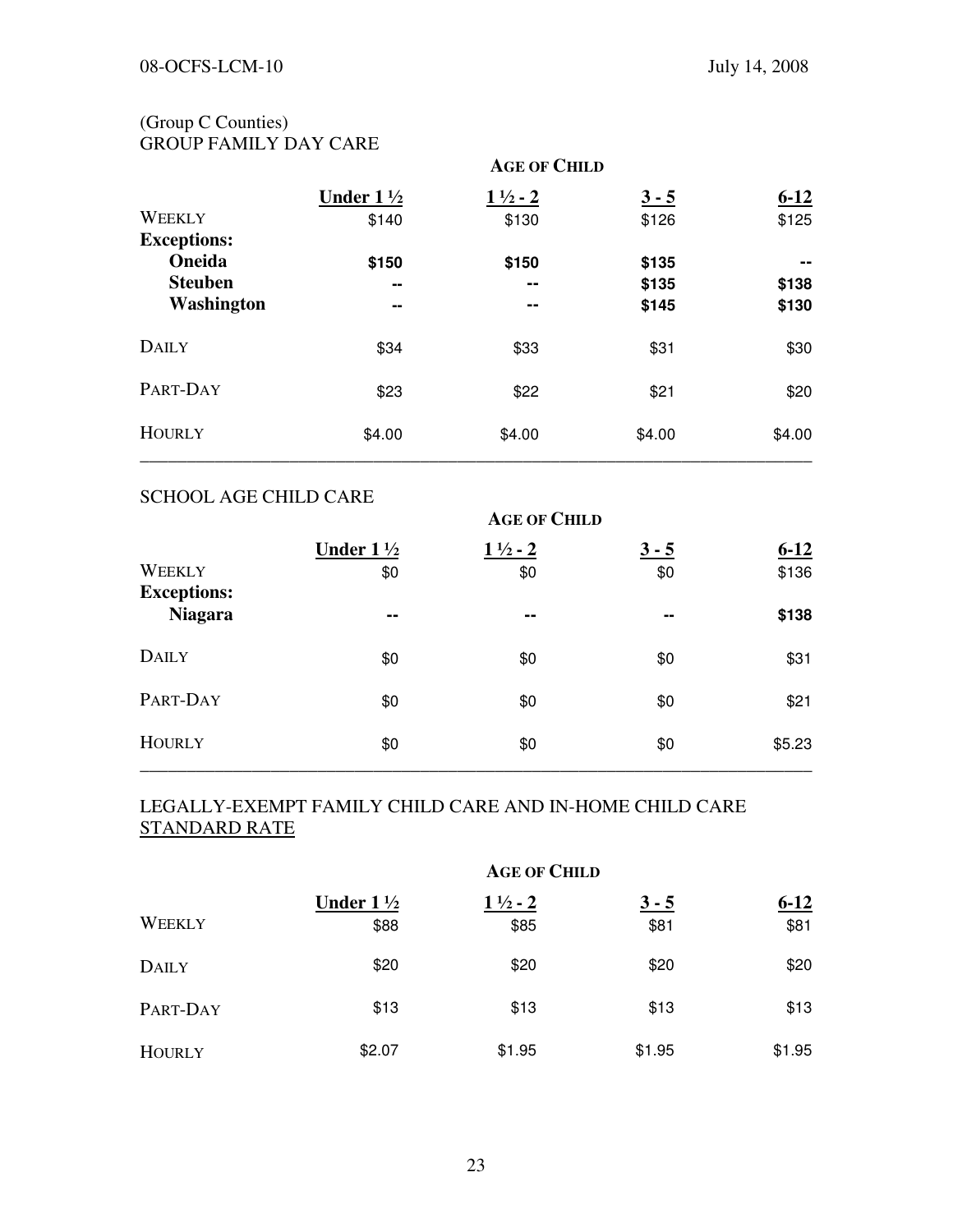(Group C Counties)
GROUP FAMILY DAY CARE

| | AGE OF CHILD | | | |
|---|---|---|---|---|
| | **Under 1 ½** | **1 ½ - 2** | **3 - 5** | **6-12** |
| WEEKLY | $140 | $130 | $126 | $125 |
| **Exceptions:** | | | | |
| **Oneida** | **$150** | **$150** | **$135** | **--** |
| **Steuben** | **--** | **--** | **$135** | **$138** |
| **Washington** | **--** | **--** | **$145** | **$130** |
| DAILY | $34 | $33 | $31 | $30 |
| PART-DAY | $23 | $22 | $21 | $20 |
| HOURLY | $4.00 | $4.00 | $4.00 | $4.00 |

SCHOOL AGE CHILD CARE

| | AGE OF CHILD | | | |
|---|---|---|---|---|
| | **Under 1 ½** | **1 ½ - 2** | **3 - 5** | **6-12** |
| WEEKLY | $0 | $0 | $0 | $136 |
| **Exceptions:** | | | | |
| **Niagara** | **--** | **--** | **--** | **$138** |
| DAILY | $0 | $0 | $0 | $31 |
| PART-DAY | $0 | $0 | $0 | $21 |
| HOURLY | $0 | $0 | $0 | $5.23 |

LEGALLY-EXEMPT FAMILY CHILD CARE AND IN-HOME CHILD CARE
STANDARD RATE

| | AGE OF CHILD | | | |
|---|---|---|---|---|
| | **Under 1 ½** | **1 ½ - 2** | **3 - 5** | **6-12** |
| WEEKLY | $88 | $85 | $81 | $81 |
| DAILY | $20 | $20 | $20 | $20 |
| PART-DAY | $13 | $13 | $13 | $13 |
| HOURLY | $2.07 | $1.95 | $1.95 | $1.95 |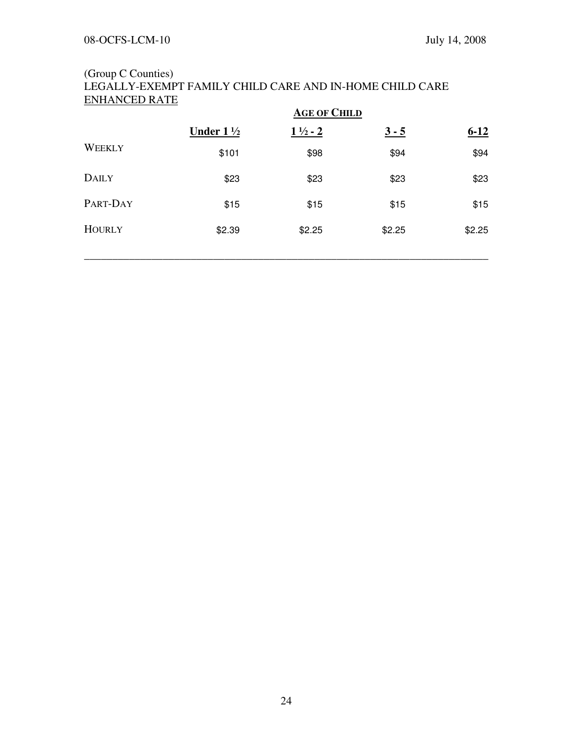(Group C Counties)
LEGALLY-EXEMPT FAMILY CHILD CARE AND IN-HOME CHILD CARE
ENHANCED RATE

| | **AGE OF CHILD** | | | |
|---|---|---|---|---|
| | **Under 1 ½** | **1 ½ - 2** | **3 - 5** | **6-12** |
| WEEKLY | $101 | $98 | $94 | $94 |
| DAILY | $23 | $23 | $23 | $23 |
| PART-DAY | $15 | $15 | $15 | $15 |
| HOURLY | $2.39 | $2.25 | $2.25 | $2.25 |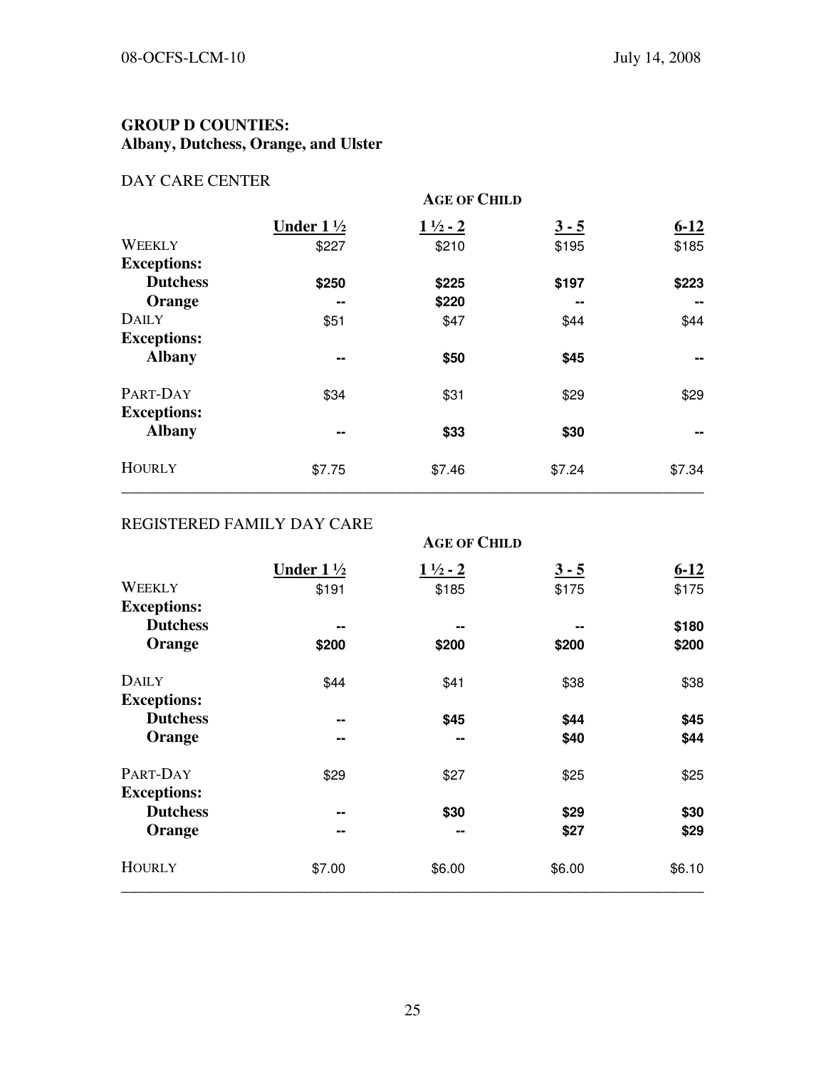**GROUP D COUNTIES:**
**Albany, Dutchess, Orange, and Ulster**

DAY CARE CENTER

| | **AGE OF CHILD** | | | |
|---|---|---|---|---|
| | **Under 1 ½** | **1 ½ - 2** | **3 - 5** | **6-12** |
| WEEKLY | $227 | $210 | $195 | $185 |
| **Exceptions:** | | | | |
| **Dutchess** | **$250** | **$225** | **$197** | **$223** |
| **Orange** | **--** | **$220** | **--** | **--** |
| DAILY | $51 | $47 | $44 | $44 |
| **Exceptions:** | | | | |
| **Albany** | **--** | **$50** | **$45** | **--** |
| PART-DAY | $34 | $31 | $29 | $29 |
| **Exceptions:** | | | | |
| **Albany** | **--** | **$33** | **$30** | **--** |
| HOURLY | $7.75 | $7.46 | $7.24 | $7.34 |

REGISTERED FAMILY DAY CARE

| | **AGE OF CHILD** | | | |
|---|---|---|---|---|
| | **Under 1 ½** | **1 ½ - 2** | **3 - 5** | **6-12** |
| WEEKLY | $191 | $185 | $175 | $175 |
| **Exceptions:** | | | | |
| **Dutchess** | **--** | **--** | **--** | **$180** |
| **Orange** | **$200** | **$200** | **$200** | **$200** |
| DAILY | $44 | $41 | $38 | $38 |
| **Exceptions:** | | | | |
| **Dutchess** | **--** | **$45** | **$44** | **$45** |
| **Orange** | **--** | **--** | **$40** | **$44** |
| PART-DAY | $29 | $27 | $25 | $25 |
| **Exceptions:** | | | | |
| **Dutchess** | **--** | **$30** | **$29** | **$30** |
| **Orange** | **--** | **--** | **$27** | **$29** |
| HOURLY | $7.00 | $6.00 | $6.00 | $6.10 |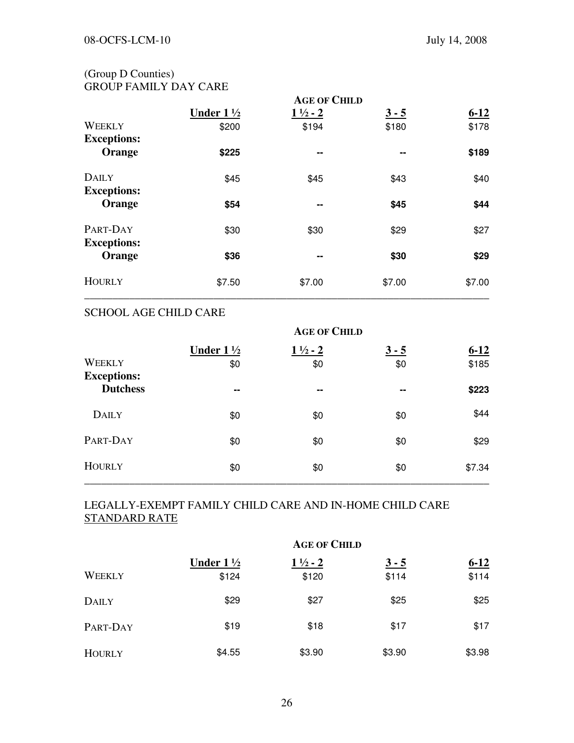(Group D Counties)

GROUP FAMILY DAY CARE

| | AGE OF CHILD | | | |
|---|---|---|---|---|
| | **Under 1 ½** | **1 ½ - 2** | **3 - 5** | **6-12** |
| WEEKLY | $200 | $194 | $180 | $178 |
| **Exceptions:** | | | | |
| **Orange** | **$225** | **--** | **--** | **$189** |
| DAILY | $45 | $45 | $43 | $40 |
| **Exceptions:** | | | | |
| **Orange** | **$54** | **--** | **$45** | **$44** |
| PART-DAY | $30 | $30 | $29 | $27 |
| **Exceptions:** | | | | |
| **Orange** | **$36** | **--** | **$30** | **$29** |
| HOURLY | $7.50 | $7.00 | $7.00 | $7.00 |

SCHOOL AGE CHILD CARE

| | AGE OF CHILD | | | |
|---|---|---|---|---|
| | **Under 1 ½** | **1 ½ - 2** | **3 - 5** | **6-12** |
| WEEKLY | $0 | $0 | $0 | $185 |
| **Exceptions:** | | | | |
| **Dutchess** | **--** | **--** | **--** | **$223** |
| DAILY | $0 | $0 | $0 | $44 |
| PART-DAY | $0 | $0 | $0 | $29 |
| HOURLY | $0 | $0 | $0 | $7.34 |

LEGALLY-EXEMPT FAMILY CHILD CARE AND IN-HOME CHILD CARE
STANDARD RATE

| | AGE OF CHILD | | | |
|---|---|---|---|---|
| | **Under 1 ½** | **1 ½ - 2** | **3 - 5** | **6-12** |
| WEEKLY | $124 | $120 | $114 | $114 |
| DAILY | $29 | $27 | $25 | $25 |
| PART-DAY | $19 | $18 | $17 | $17 |
| HOURLY | $4.55 | $3.90 | $3.90 | $3.98 |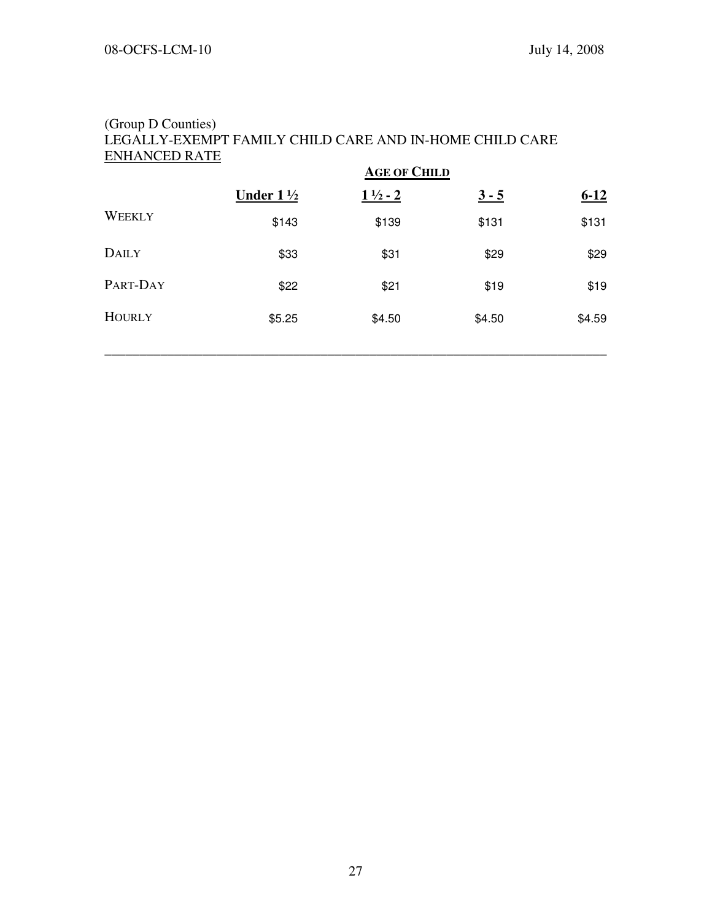(Group D Counties)
LEGALLY-EXEMPT FAMILY CHILD CARE AND IN-HOME CHILD CARE
ENHANCED RATE

| | AGE OF CHILD | | | |
|---|---|---|---|---|
| | **Under 1 ½** | **1 ½ - 2** | **3 - 5** | **6-12** |
| WEEKLY | $143 | $139 | $131 | $131 |
| DAILY | $33 | $31 | $29 | $29 |
| PART-DAY | $22 | $21 | $19 | $19 |
| HOURLY | $5.25 | $4.50 | $4.50 | $4.59 |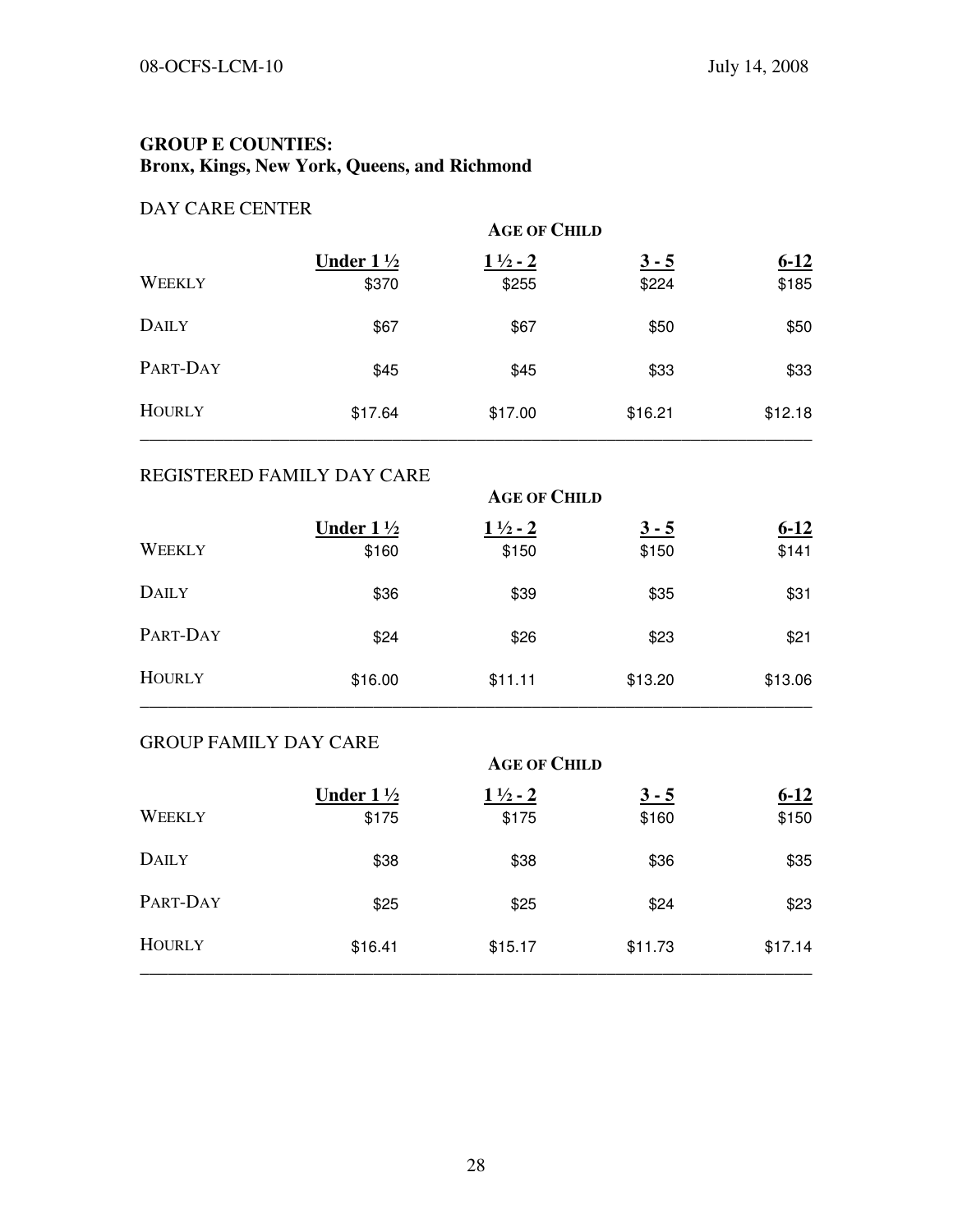## GROUP E COUNTIES:
## Bronx, Kings, New York, Queens, and Richmond

### DAY CARE CENTER

| | AGE OF CHILD | | | |
|---|---|---|---|---|
| | **Under 1 ½** | **1 ½ - 2** | **3 - 5** | **6-12** |
| WEEKLY | $370 | $255 | $224 | $185 |
| DAILY | $67 | $67 | $50 | $50 |
| PART-DAY | $45 | $45 | $33 | $33 |
| HOURLY | $17.64 | $17.00 | $16.21 | $12.18 |

### REGISTERED FAMILY DAY CARE

| | AGE OF CHILD | | | |
|---|---|---|---|---|
| | **Under 1 ½** | **1 ½ - 2** | **3 - 5** | **6-12** |
| WEEKLY | $160 | $150 | $150 | $141 |
| DAILY | $36 | $39 | $35 | $31 |
| PART-DAY | $24 | $26 | $23 | $21 |
| HOURLY | $16.00 | $11.11 | $13.20 | $13.06 |

### GROUP FAMILY DAY CARE

| | AGE OF CHILD | | | |
|---|---|---|---|---|
| | **Under 1 ½** | **1 ½ - 2** | **3 - 5** | **6-12** |
| WEEKLY | $175 | $175 | $160 | $150 |
| DAILY | $38 | $38 | $36 | $35 |
| PART-DAY | $25 | $25 | $24 | $23 |
| HOURLY | $16.41 | $15.17 | $11.73 | $17.14 |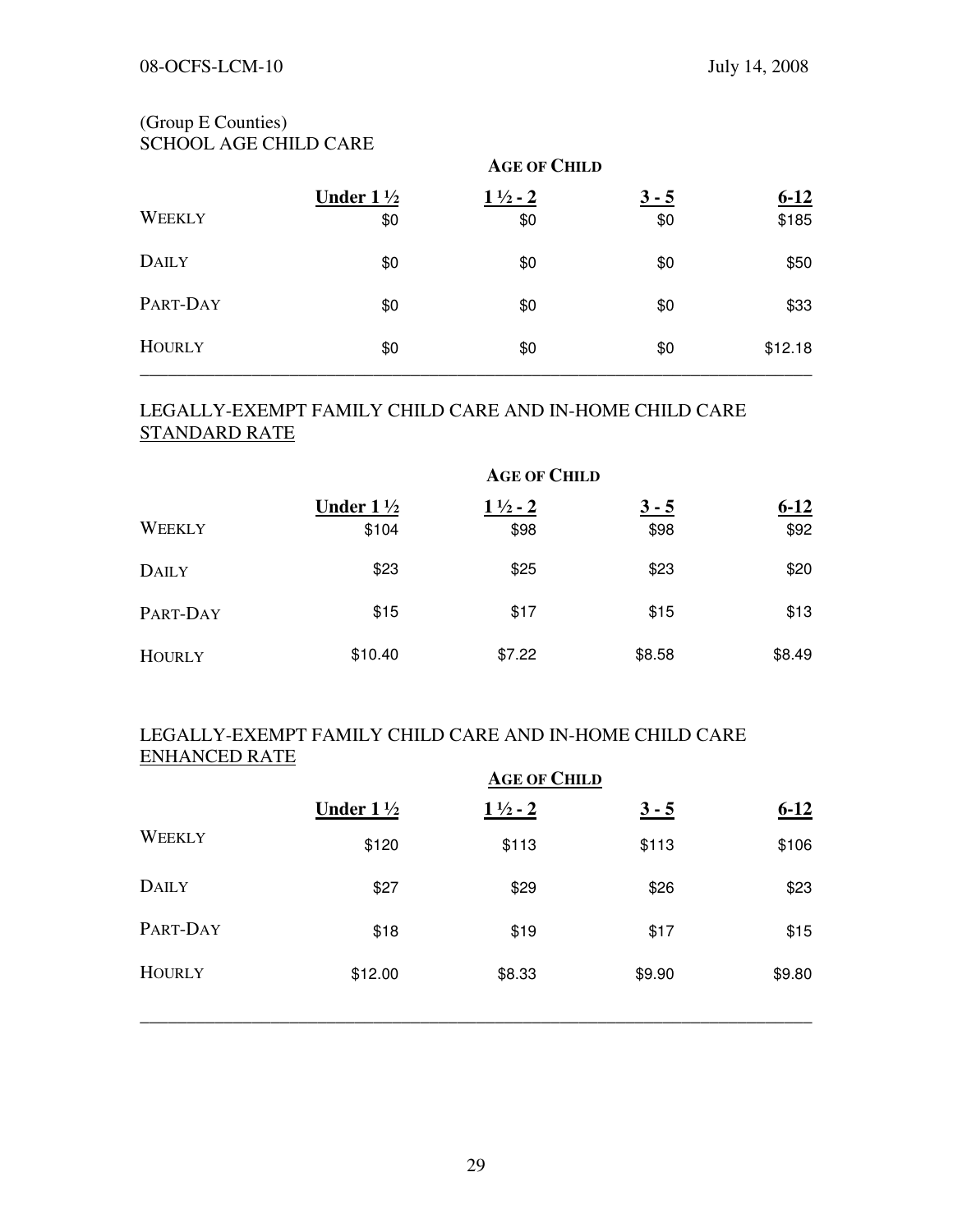(Group E Counties)
SCHOOL AGE CHILD CARE

| | AGE OF CHILD | | | |
|---|---|---|---|---|
| | **Under 1 ½** | **1 ½ - 2** | **3 - 5** | **6-12** |
| WEEKLY | $0 | $0 | $0 | $185 |
| DAILY | $0 | $0 | $0 | $50 |
| PART-DAY | $0 | $0 | $0 | $33 |
| HOURLY | $0 | $0 | $0 | $12.18 |

LEGALLY-EXEMPT FAMILY CHILD CARE AND IN-HOME CHILD CARE
STANDARD RATE

| | AGE OF CHILD | | | |
|---|---|---|---|---|
| | **Under 1 ½** | **1 ½ - 2** | **3 - 5** | **6-12** |
| WEEKLY | $104 | $98 | $98 | $92 |
| DAILY | $23 | $25 | $23 | $20 |
| PART-DAY | $15 | $17 | $15 | $13 |
| HOURLY | $10.40 | $7.22 | $8.58 | $8.49 |

LEGALLY-EXEMPT FAMILY CHILD CARE AND IN-HOME CHILD CARE
ENHANCED RATE

| | AGE OF CHILD | | | |
|---|---|---|---|---|
| | **Under 1 ½** | **1 ½ - 2** | **3 - 5** | **6-12** |
| WEEKLY | $120 | $113 | $113 | $106 |
| DAILY | $27 | $29 | $26 | $23 |
| PART-DAY | $18 | $19 | $17 | $15 |
| HOURLY | $12.00 | $8.33 | $9.90 | $9.80 |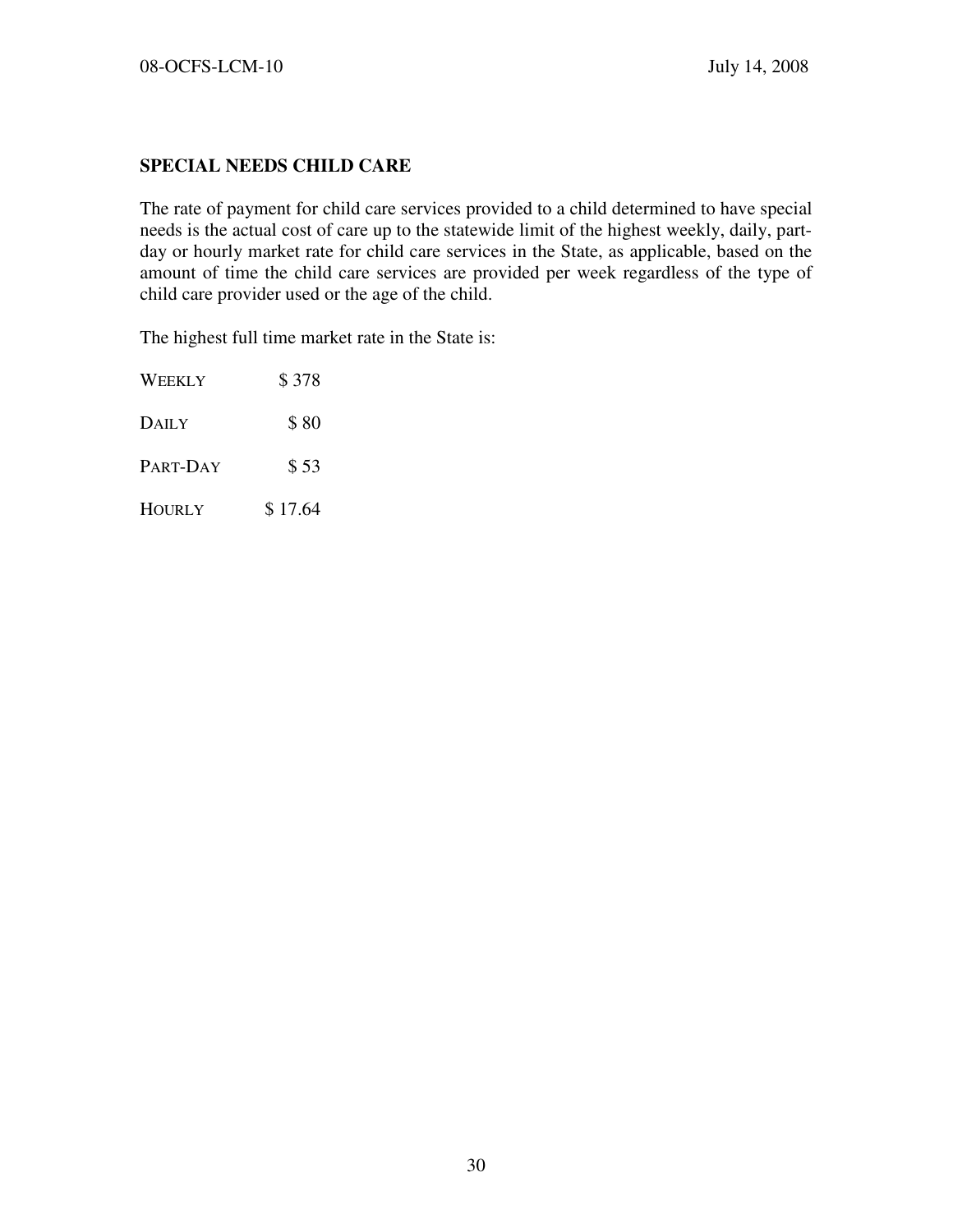## SPECIAL NEEDS CHILD CARE

The rate of payment for child care services provided to a child determined to have special needs is the actual cost of care up to the statewide limit of the highest weekly, daily, part-day or hourly market rate for child care services in the State, as applicable, based on the amount of time the child care services are provided per week regardless of the type of child care provider used or the age of the child.

The highest full time market rate in the State is:

| | |
|---|---|
| WEEKLY | $ 378 |
| DAILY | $ 80 |
| PART-DAY | $ 53 |
| HOURLY | $ 17.64 |